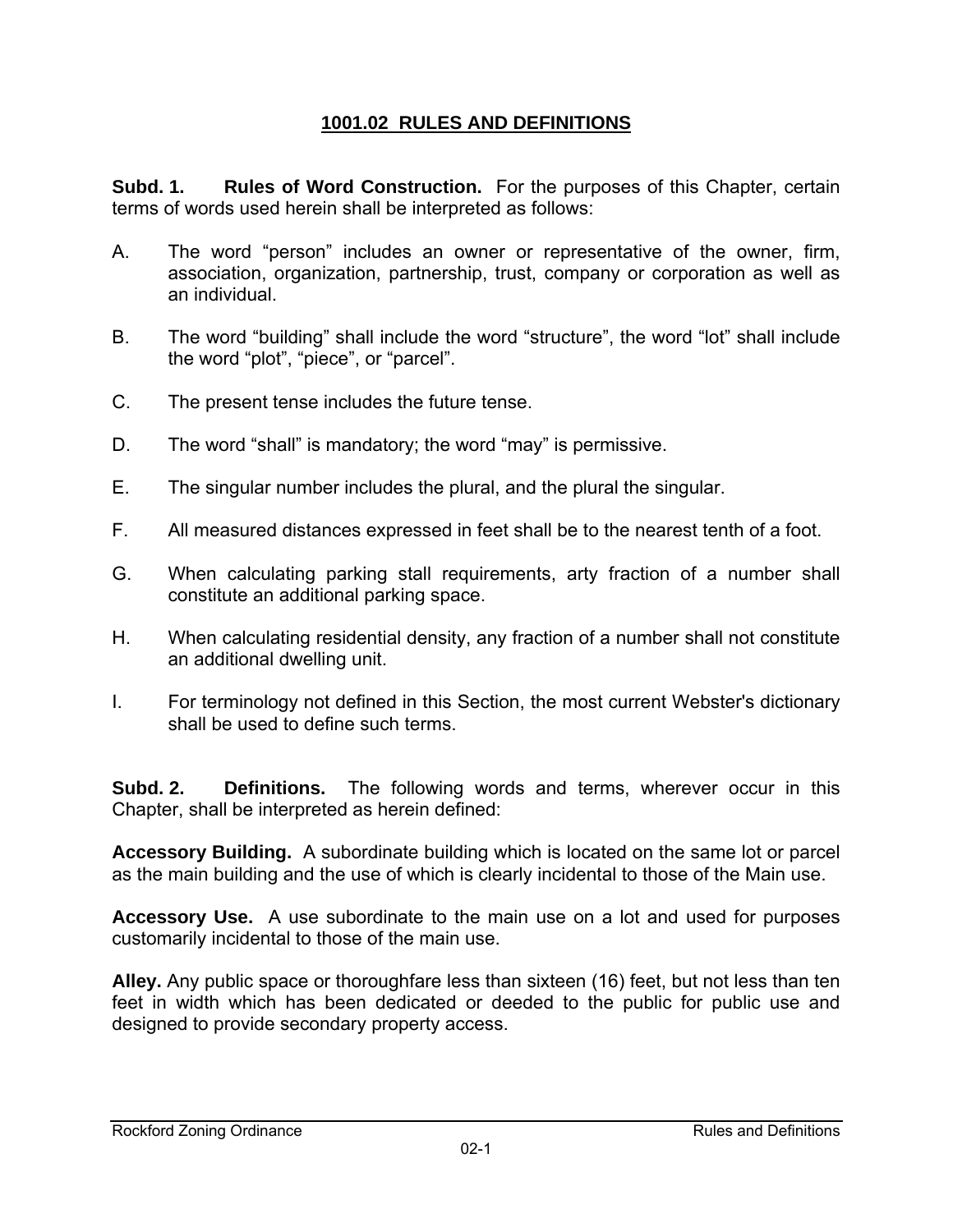# 1001.02 RULES AND DEFINITIONS

**Subd. 1. Rules of Word Construction.** For the purposes of this Chapter, certain terms of words used herein shall be interpreted as follows:

A. The word “person” includes an owner or representative of the owner, firm, association, organization, partnership, trust, company or corporation as well as an individual.

B. The word “building” shall include the word “structure”, the word “lot” shall include the word “plot”, “piece”, or “parcel”.

C. The present tense includes the future tense.

D. The word “shall” is mandatory; the word “may” is permissive.

E. The singular number includes the plural, and the plural the singular.

F. All measured distances expressed in feet shall be to the nearest tenth of a foot.

G. When calculating parking stall requirements, arty fraction of a number shall constitute an additional parking space.

H. When calculating residential density, any fraction of a number shall not constitute an additional dwelling unit.

I. For terminology not defined in this Section, the most current Webster's dictionary shall be used to define such terms.

**Subd. 2. Definitions.** The following words and terms, wherever occur in this Chapter, shall be interpreted as herein defined:

**Accessory Building.** A subordinate building which is located on the same lot or parcel as the main building and the use of which is clearly incidental to those of the Main use.

**Accessory Use.** A use subordinate to the main use on a lot and used for purposes customarily incidental to those of the main use.

**Alley.** Any public space or thoroughfare less than sixteen (16) feet, but not less than ten feet in width which has been dedicated or deeded to the public for public use and designed to provide secondary property access.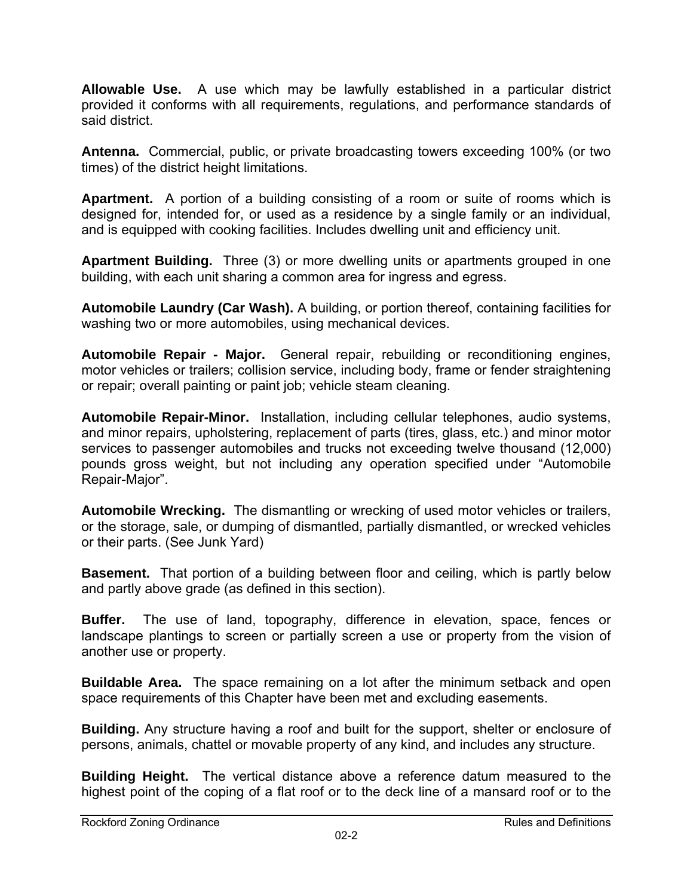**Allowable Use.** A use which may be lawfully established in a particular district provided it conforms with all requirements, regulations, and performance standards of said district.

**Antenna.** Commercial, public, or private broadcasting towers exceeding 100% (or two times) of the district height limitations.

**Apartment.** A portion of a building consisting of a room or suite of rooms which is designed for, intended for, or used as a residence by a single family or an individual, and is equipped with cooking facilities. Includes dwelling unit and efficiency unit.

**Apartment Building.** Three (3) or more dwelling units or apartments grouped in one building, with each unit sharing a common area for ingress and egress.

**Automobile Laundry (Car Wash).** A building, or portion thereof, containing facilities for washing two or more automobiles, using mechanical devices.

**Automobile Repair - Major.** General repair, rebuilding or reconditioning engines, motor vehicles or trailers; collision service, including body, frame or fender straightening or repair; overall painting or paint job; vehicle steam cleaning.

**Automobile Repair-Minor.** Installation, including cellular telephones, audio systems, and minor repairs, upholstering, replacement of parts (tires, glass, etc.) and minor motor services to passenger automobiles and trucks not exceeding twelve thousand (12,000) pounds gross weight, but not including any operation specified under "Automobile Repair-Major".

**Automobile Wrecking.** The dismantling or wrecking of used motor vehicles or trailers, or the storage, sale, or dumping of dismantled, partially dismantled, or wrecked vehicles or their parts. (See Junk Yard)

**Basement.** That portion of a building between floor and ceiling, which is partly below and partly above grade (as defined in this section).

**Buffer.** The use of land, topography, difference in elevation, space, fences or landscape plantings to screen or partially screen a use or property from the vision of another use or property.

**Buildable Area.** The space remaining on a lot after the minimum setback and open space requirements of this Chapter have been met and excluding easements.

**Building.** Any structure having a roof and built for the support, shelter or enclosure of persons, animals, chattel or movable property of any kind, and includes any structure.

**Building Height.** The vertical distance above a reference datum measured to the highest point of the coping of a flat roof or to the deck line of a mansard roof or to the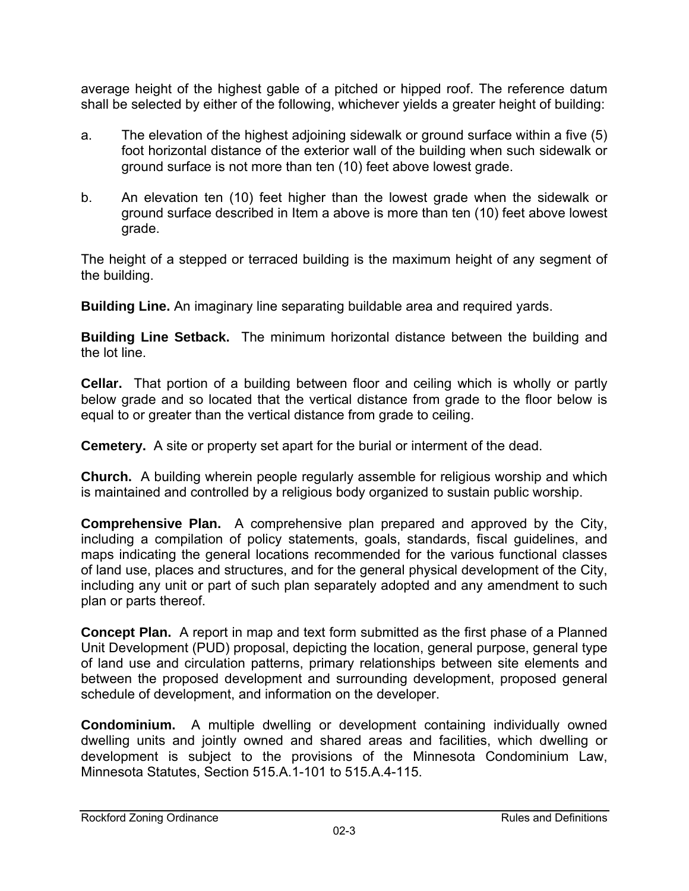average height of the highest gable of a pitched or hipped roof. The reference datum shall be selected by either of the following, whichever yields a greater height of building:

a. The elevation of the highest adjoining sidewalk or ground surface within a five (5) foot horizontal distance of the exterior wall of the building when such sidewalk or ground surface is not more than ten (10) feet above lowest grade.

b. An elevation ten (10) feet higher than the lowest grade when the sidewalk or ground surface described in Item a above is more than ten (10) feet above lowest grade.

The height of a stepped or terraced building is the maximum height of any segment of the building.

**Building Line.** An imaginary line separating buildable area and required yards.

**Building Line Setback.** The minimum horizontal distance between the building and the lot line.

**Cellar.** That portion of a building between floor and ceiling which is wholly or partly below grade and so located that the vertical distance from grade to the floor below is equal to or greater than the vertical distance from grade to ceiling.

**Cemetery.** A site or property set apart for the burial or interment of the dead.

**Church.** A building wherein people regularly assemble for religious worship and which is maintained and controlled by a religious body organized to sustain public worship.

**Comprehensive Plan.** A comprehensive plan prepared and approved by the City, including a compilation of policy statements, goals, standards, fiscal guidelines, and maps indicating the general locations recommended for the various functional classes of land use, places and structures, and for the general physical development of the City, including any unit or part of such plan separately adopted and any amendment to such plan or parts thereof.

**Concept Plan.** A report in map and text form submitted as the first phase of a Planned Unit Development (PUD) proposal, depicting the location, general purpose, general type of land use and circulation patterns, primary relationships between site elements and between the proposed development and surrounding development, proposed general schedule of development, and information on the developer.

**Condominium.** A multiple dwelling or development containing individually owned dwelling units and jointly owned and shared areas and facilities, which dwelling or development is subject to the provisions of the Minnesota Condominium Law, Minnesota Statutes, Section 515.A.1-101 to 515.A.4-115.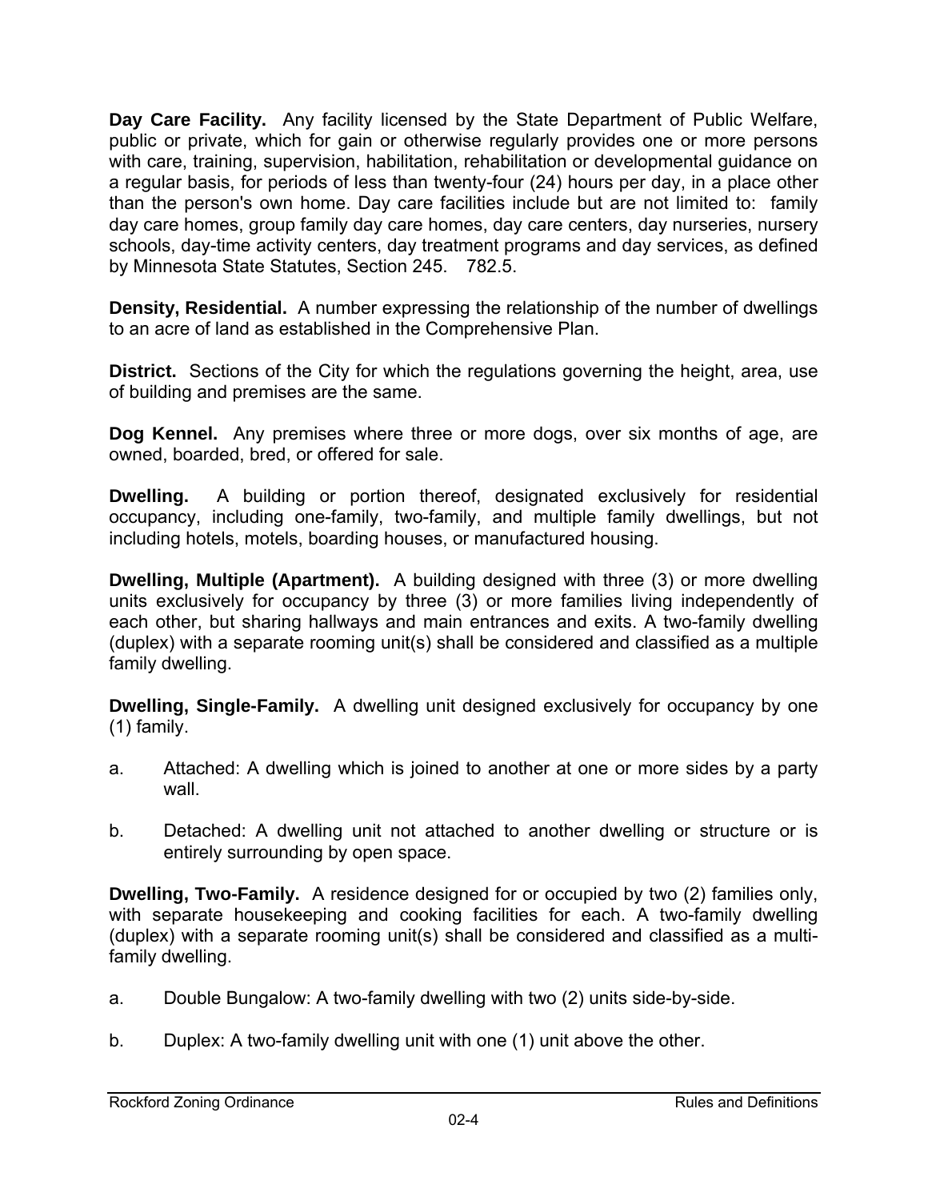**Day Care Facility.** Any facility licensed by the State Department of Public Welfare, public or private, which for gain or otherwise regularly provides one or more persons with care, training, supervision, habilitation, rehabilitation or developmental guidance on a regular basis, for periods of less than twenty-four (24) hours per day, in a place other than the person's own home. Day care facilities include but are not limited to: family day care homes, group family day care homes, day care centers, day nurseries, nursery schools, day-time activity centers, day treatment programs and day services, as defined by Minnesota State Statutes, Section 245. 782.5.

**Density, Residential.** A number expressing the relationship of the number of dwellings to an acre of land as established in the Comprehensive Plan.

**District.** Sections of the City for which the regulations governing the height, area, use of building and premises are the same.

**Dog Kennel.** Any premises where three or more dogs, over six months of age, are owned, boarded, bred, or offered for sale.

**Dwelling.** A building or portion thereof, designated exclusively for residential occupancy, including one-family, two-family, and multiple family dwellings, but not including hotels, motels, boarding houses, or manufactured housing.

**Dwelling, Multiple (Apartment).** A building designed with three (3) or more dwelling units exclusively for occupancy by three (3) or more families living independently of each other, but sharing hallways and main entrances and exits. A two-family dwelling (duplex) with a separate rooming unit(s) shall be considered and classified as a multiple family dwelling.

**Dwelling, Single-Family.** A dwelling unit designed exclusively for occupancy by one (1) family.

a. Attached: A dwelling which is joined to another at one or more sides by a party wall.

b. Detached: A dwelling unit not attached to another dwelling or structure or is entirely surrounding by open space.

**Dwelling, Two-Family.** A residence designed for or occupied by two (2) families only, with separate housekeeping and cooking facilities for each. A two-family dwelling (duplex) with a separate rooming unit(s) shall be considered and classified as a multi-family dwelling.

a. Double Bungalow: A two-family dwelling with two (2) units side-by-side.

b. Duplex: A two-family dwelling unit with one (1) unit above the other.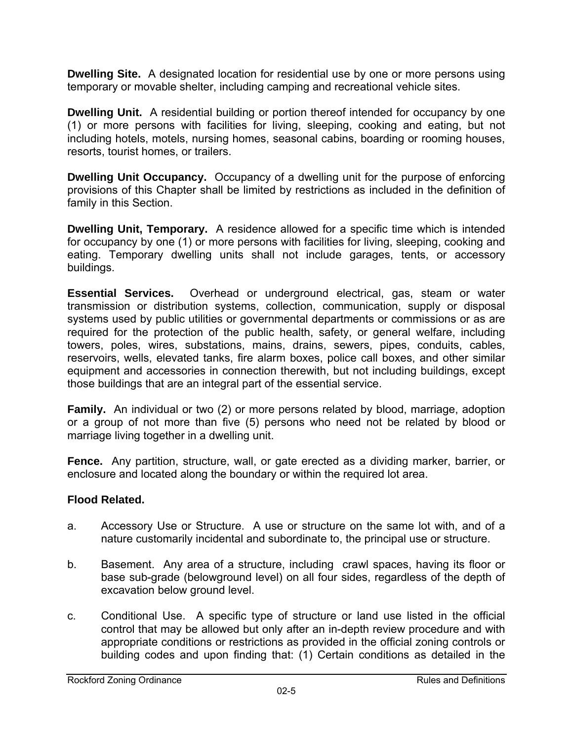**Dwelling Site.** A designated location for residential use by one or more persons using temporary or movable shelter, including camping and recreational vehicle sites.

**Dwelling Unit.** A residential building or portion thereof intended for occupancy by one (1) or more persons with facilities for living, sleeping, cooking and eating, but not including hotels, motels, nursing homes, seasonal cabins, boarding or rooming houses, resorts, tourist homes, or trailers.

**Dwelling Unit Occupancy.** Occupancy of a dwelling unit for the purpose of enforcing provisions of this Chapter shall be limited by restrictions as included in the definition of family in this Section.

**Dwelling Unit, Temporary.** A residence allowed for a specific time which is intended for occupancy by one (1) or more persons with facilities for living, sleeping, cooking and eating. Temporary dwelling units shall not include garages, tents, or accessory buildings.

**Essential Services.** Overhead or underground electrical, gas, steam or water transmission or distribution systems, collection, communication, supply or disposal systems used by public utilities or governmental departments or commissions or as are required for the protection of the public health, safety, or general welfare, including towers, poles, wires, substations, mains, drains, sewers, pipes, conduits, cables, reservoirs, wells, elevated tanks, fire alarm boxes, police call boxes, and other similar equipment and accessories in connection therewith, but not including buildings, except those buildings that are an integral part of the essential service.

**Family.** An individual or two (2) or more persons related by blood, marriage, adoption or a group of not more than five (5) persons who need not be related by blood or marriage living together in a dwelling unit.

**Fence.** Any partition, structure, wall, or gate erected as a dividing marker, barrier, or enclosure and located along the boundary or within the required lot area.

**Flood Related.**

a. Accessory Use or Structure. A use or structure on the same lot with, and of a nature customarily incidental and subordinate to, the principal use or structure.

b. Basement. Any area of a structure, including crawl spaces, having its floor or base sub-grade (belowground level) on all four sides, regardless of the depth of excavation below ground level.

c. Conditional Use. A specific type of structure or land use listed in the official control that may be allowed but only after an in-depth review procedure and with appropriate conditions or restrictions as provided in the official zoning controls or building codes and upon finding that: (1) Certain conditions as detailed in the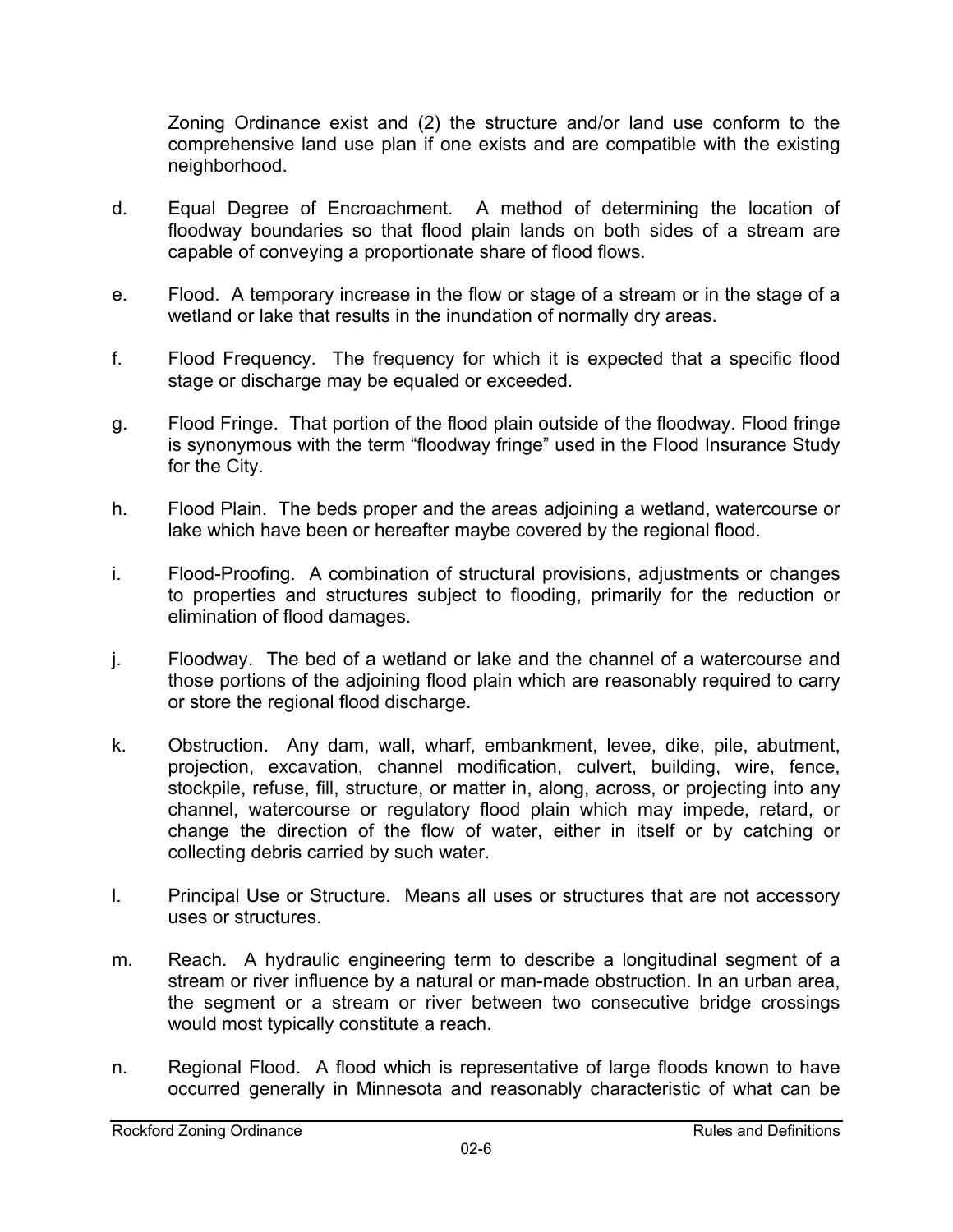Zoning Ordinance exist and (2) the structure and/or land use conform to the comprehensive land use plan if one exists and are compatible with the existing neighborhood.

d. Equal Degree of Encroachment. A method of determining the location of floodway boundaries so that flood plain lands on both sides of a stream are capable of conveying a proportionate share of flood flows.

e. Flood. A temporary increase in the flow or stage of a stream or in the stage of a wetland or lake that results in the inundation of normally dry areas.

f. Flood Frequency. The frequency for which it is expected that a specific flood stage or discharge may be equaled or exceeded.

g. Flood Fringe. That portion of the flood plain outside of the floodway. Flood fringe is synonymous with the term “floodway fringe” used in the Flood Insurance Study for the City.

h. Flood Plain. The beds proper and the areas adjoining a wetland, watercourse or lake which have been or hereafter maybe covered by the regional flood.

i. Flood-Proofing. A combination of structural provisions, adjustments or changes to properties and structures subject to flooding, primarily for the reduction or elimination of flood damages.

j. Floodway. The bed of a wetland or lake and the channel of a watercourse and those portions of the adjoining flood plain which are reasonably required to carry or store the regional flood discharge.

k. Obstruction. Any dam, wall, wharf, embankment, levee, dike, pile, abutment, projection, excavation, channel modification, culvert, building, wire, fence, stockpile, refuse, fill, structure, or matter in, along, across, or projecting into any channel, watercourse or regulatory flood plain which may impede, retard, or change the direction of the flow of water, either in itself or by catching or collecting debris carried by such water.

l. Principal Use or Structure. Means all uses or structures that are not accessory uses or structures.

m. Reach. A hydraulic engineering term to describe a longitudinal segment of a stream or river influence by a natural or man-made obstruction. In an urban area, the segment or a stream or river between two consecutive bridge crossings would most typically constitute a reach.

n. Regional Flood. A flood which is representative of large floods known to have occurred generally in Minnesota and reasonably characteristic of what can be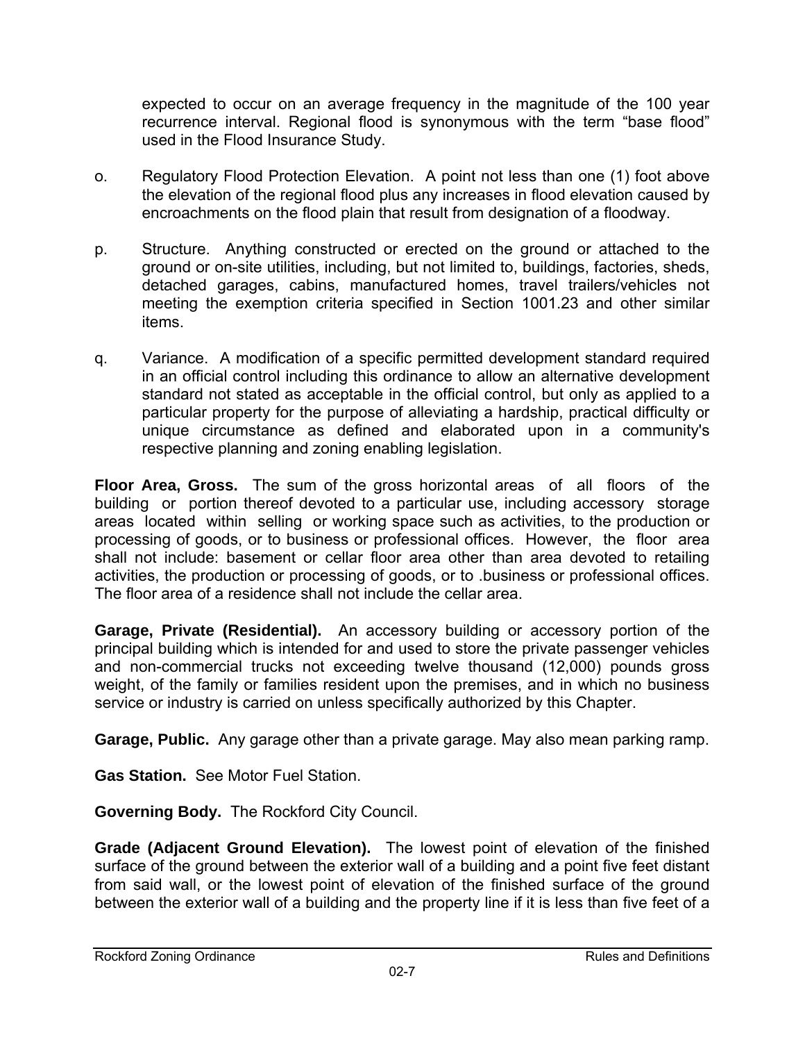expected to occur on an average frequency in the magnitude of the 100 year recurrence interval. Regional flood is synonymous with the term "base flood" used in the Flood Insurance Study.

o. Regulatory Flood Protection Elevation. A point not less than one (1) foot above the elevation of the regional flood plus any increases in flood elevation caused by encroachments on the flood plain that result from designation of a floodway.

p. Structure. Anything constructed or erected on the ground or attached to the ground or on-site utilities, including, but not limited to, buildings, factories, sheds, detached garages, cabins, manufactured homes, travel trailers/vehicles not meeting the exemption criteria specified in Section 1001.23 and other similar items.

q. Variance. A modification of a specific permitted development standard required in an official control including this ordinance to allow an alternative development standard not stated as acceptable in the official control, but only as applied to a particular property for the purpose of alleviating a hardship, practical difficulty or unique circumstance as defined and elaborated upon in a community's respective planning and zoning enabling legislation.

**Floor Area, Gross.** The sum of the gross horizontal areas of all floors of the building or portion thereof devoted to a particular use, including accessory storage areas located within selling or working space such as activities, to the production or processing of goods, or to business or professional offices. However, the floor area shall not include: basement or cellar floor area other than area devoted to retailing activities, the production or processing of goods, or to .business or professional offices. The floor area of a residence shall not include the cellar area.

**Garage, Private (Residential).** An accessory building or accessory portion of the principal building which is intended for and used to store the private passenger vehicles and non-commercial trucks not exceeding twelve thousand (12,000) pounds gross weight, of the family or families resident upon the premises, and in which no business service or industry is carried on unless specifically authorized by this Chapter.

**Garage, Public.** Any garage other than a private garage. May also mean parking ramp.

**Gas Station.** See Motor Fuel Station.

**Governing Body.** The Rockford City Council.

**Grade (Adjacent Ground Elevation).** The lowest point of elevation of the finished surface of the ground between the exterior wall of a building and a point five feet distant from said wall, or the lowest point of elevation of the finished surface of the ground between the exterior wall of a building and the property line if it is less than five feet of a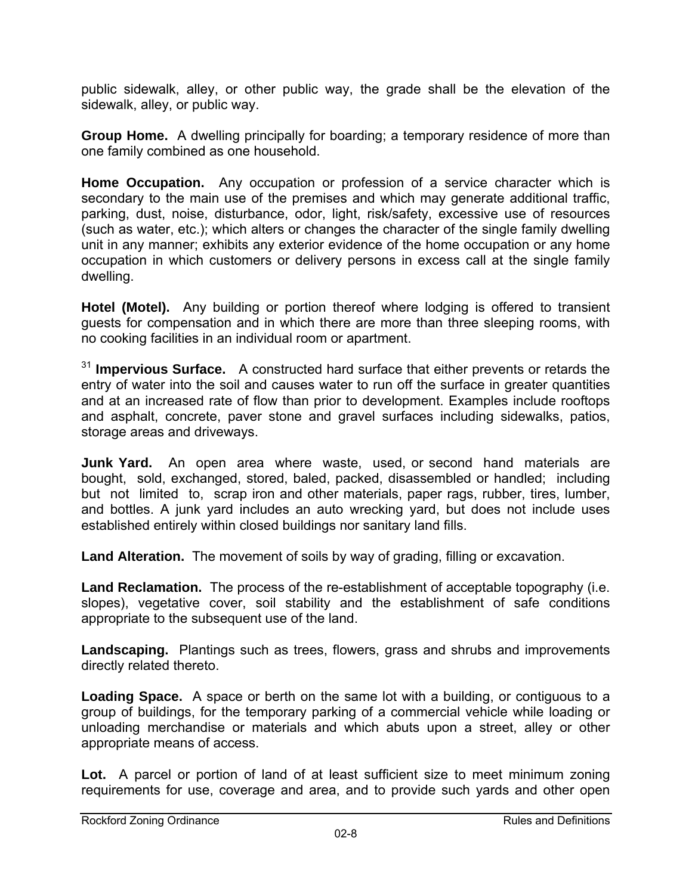public sidewalk, alley, or other public way, the grade shall be the elevation of the sidewalk, alley, or public way.

**Group Home.** A dwelling principally for boarding; a temporary residence of more than one family combined as one household.

**Home Occupation.** Any occupation or profession of a service character which is secondary to the main use of the premises and which may generate additional traffic, parking, dust, noise, disturbance, odor, light, risk/safety, excessive use of resources (such as water, etc.); which alters or changes the character of the single family dwelling unit in any manner; exhibits any exterior evidence of the home occupation or any home occupation in which customers or delivery persons in excess call at the single family dwelling.

**Hotel (Motel).** Any building or portion thereof where lodging is offered to transient guests for compensation and in which there are more than three sleeping rooms, with no cooking facilities in an individual room or apartment.

[31] **Impervious Surface.** A constructed hard surface that either prevents or retards the entry of water into the soil and causes water to run off the surface in greater quantities and at an increased rate of flow than prior to development. Examples include rooftops and asphalt, concrete, paver stone and gravel surfaces including sidewalks, patios, storage areas and driveways.

**Junk Yard.** An open area where waste, used, or second hand materials are bought, sold, exchanged, stored, baled, packed, disassembled or handled; including but not limited to, scrap iron and other materials, paper rags, rubber, tires, lumber, and bottles. A junk yard includes an auto wrecking yard, but does not include uses established entirely within closed buildings nor sanitary land fills.

**Land Alteration.** The movement of soils by way of grading, filling or excavation.

**Land Reclamation.** The process of the re-establishment of acceptable topography (i.e. slopes), vegetative cover, soil stability and the establishment of safe conditions appropriate to the subsequent use of the land.

**Landscaping.** Plantings such as trees, flowers, grass and shrubs and improvements directly related thereto.

**Loading Space.** A space or berth on the same lot with a building, or contiguous to a group of buildings, for the temporary parking of a commercial vehicle while loading or unloading merchandise or materials and which abuts upon a street, alley or other appropriate means of access.

**Lot.** A parcel or portion of land of at least sufficient size to meet minimum zoning requirements for use, coverage and area, and to provide such yards and other open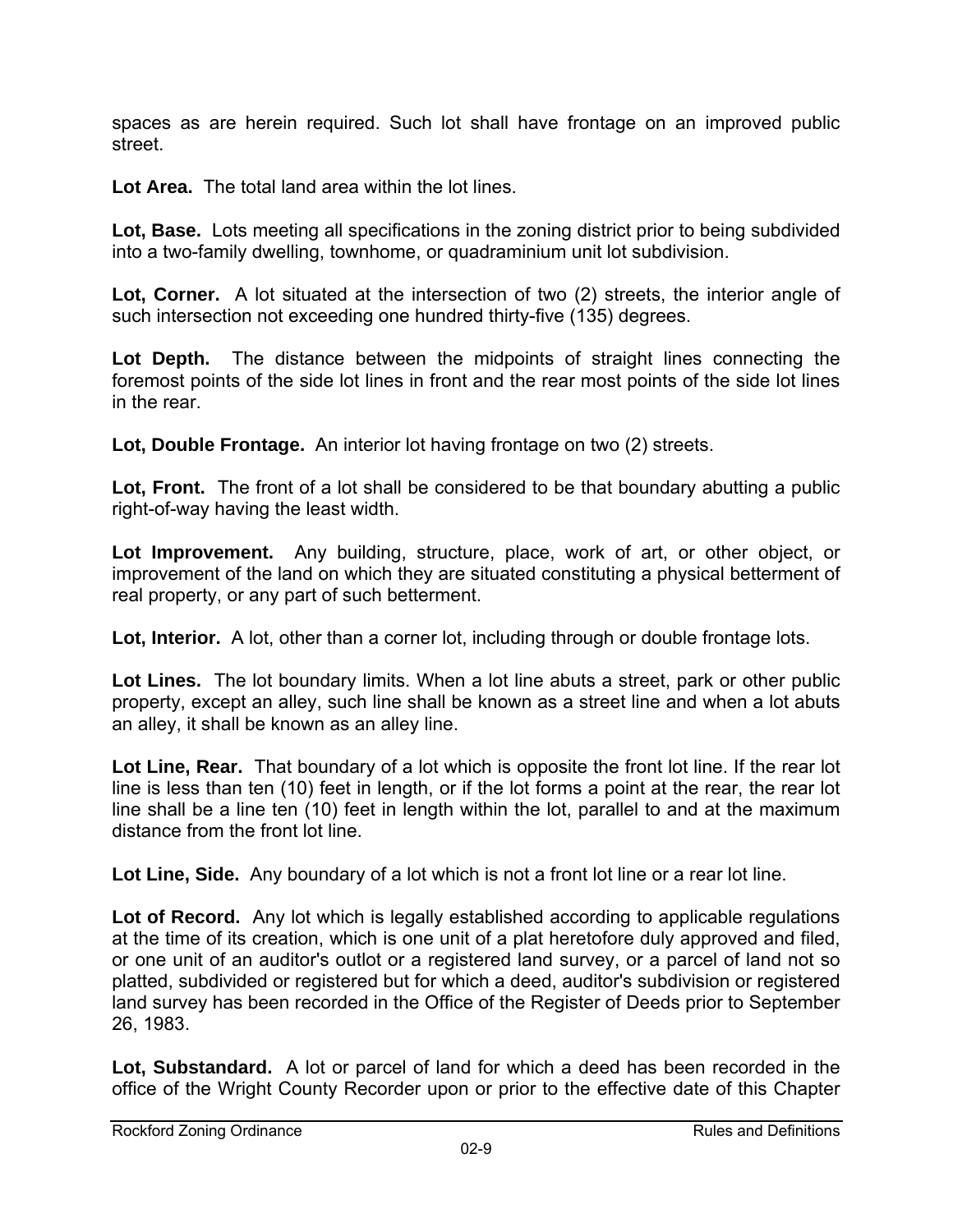spaces as are herein required. Such lot shall have frontage on an improved public street.

**Lot Area.** The total land area within the lot lines.

**Lot, Base.** Lots meeting all specifications in the zoning district prior to being subdivided into a two-family dwelling, townhome, or quadraminium unit lot subdivision.

**Lot, Corner.** A lot situated at the intersection of two (2) streets, the interior angle of such intersection not exceeding one hundred thirty-five (135) degrees.

**Lot Depth.** The distance between the midpoints of straight lines connecting the foremost points of the side lot lines in front and the rear most points of the side lot lines in the rear.

**Lot, Double Frontage.** An interior lot having frontage on two (2) streets.

**Lot, Front.** The front of a lot shall be considered to be that boundary abutting a public right-of-way having the least width.

**Lot Improvement.** Any building, structure, place, work of art, or other object, or improvement of the land on which they are situated constituting a physical betterment of real property, or any part of such betterment.

**Lot, Interior.** A lot, other than a corner lot, including through or double frontage lots.

**Lot Lines.** The lot boundary limits. When a lot line abuts a street, park or other public property, except an alley, such line shall be known as a street line and when a lot abuts an alley, it shall be known as an alley line.

**Lot Line, Rear.** That boundary of a lot which is opposite the front lot line. If the rear lot line is less than ten (10) feet in length, or if the lot forms a point at the rear, the rear lot line shall be a line ten (10) feet in length within the lot, parallel to and at the maximum distance from the front lot line.

**Lot Line, Side.** Any boundary of a lot which is not a front lot line or a rear lot line.

**Lot of Record.** Any lot which is legally established according to applicable regulations at the time of its creation, which is one unit of a plat heretofore duly approved and filed, or one unit of an auditor's outlot or a registered land survey, or a parcel of land not so platted, subdivided or registered but for which a deed, auditor's subdivision or registered land survey has been recorded in the Office of the Register of Deeds prior to September 26, 1983.

**Lot, Substandard.** A lot or parcel of land for which a deed has been recorded in the office of the Wright County Recorder upon or prior to the effective date of this Chapter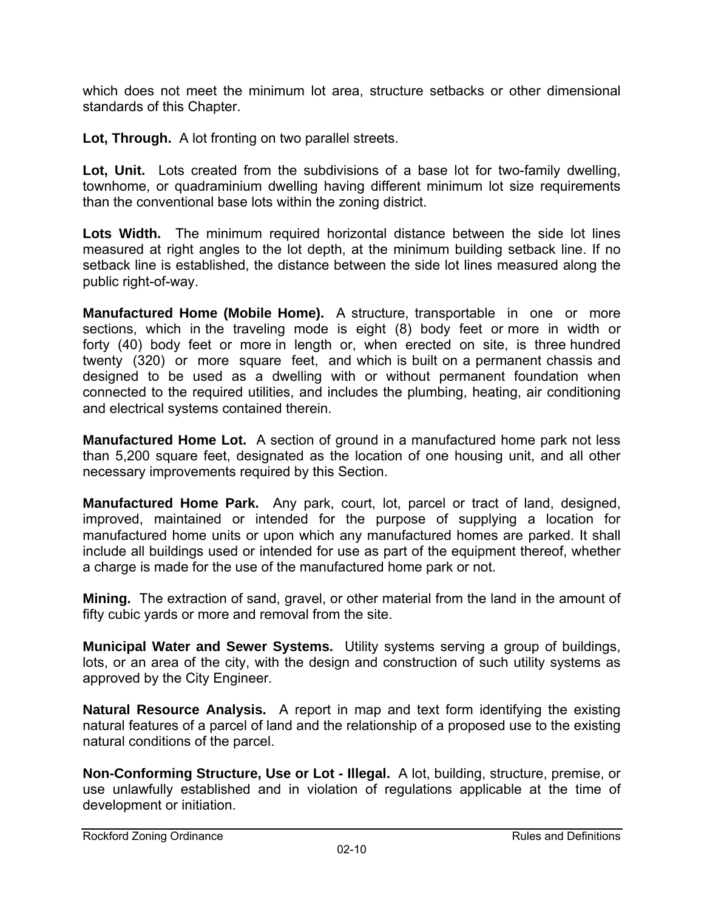which does not meet the minimum lot area, structure setbacks or other dimensional standards of this Chapter.

**Lot, Through.** A lot fronting on two parallel streets.

**Lot, Unit.** Lots created from the subdivisions of a base lot for two-family dwelling, townhome, or quadraminium dwelling having different minimum lot size requirements than the conventional base lots within the zoning district.

**Lots Width.** The minimum required horizontal distance between the side lot lines measured at right angles to the lot depth, at the minimum building setback line. If no setback line is established, the distance between the side lot lines measured along the public right-of-way.

**Manufactured Home (Mobile Home).** A structure, transportable in one or more sections, which in the traveling mode is eight (8) body feet or more in width or forty (40) body feet or more in length or, when erected on site, is three hundred twenty (320) or more square feet, and which is built on a permanent chassis and designed to be used as a dwelling with or without permanent foundation when connected to the required utilities, and includes the plumbing, heating, air conditioning and electrical systems contained therein.

**Manufactured Home Lot.** A section of ground in a manufactured home park not less than 5,200 square feet, designated as the location of one housing unit, and all other necessary improvements required by this Section.

**Manufactured Home Park.** Any park, court, lot, parcel or tract of land, designed, improved, maintained or intended for the purpose of supplying a location for manufactured home units or upon which any manufactured homes are parked. It shall include all buildings used or intended for use as part of the equipment thereof, whether a charge is made for the use of the manufactured home park or not.

**Mining.** The extraction of sand, gravel, or other material from the land in the amount of fifty cubic yards or more and removal from the site.

**Municipal Water and Sewer Systems.** Utility systems serving a group of buildings, lots, or an area of the city, with the design and construction of such utility systems as approved by the City Engineer.

**Natural Resource Analysis.** A report in map and text form identifying the existing natural features of a parcel of land and the relationship of a proposed use to the existing natural conditions of the parcel.

**Non-Conforming Structure, Use or Lot - Illegal.** A lot, building, structure, premise, or use unlawfully established and in violation of regulations applicable at the time of development or initiation.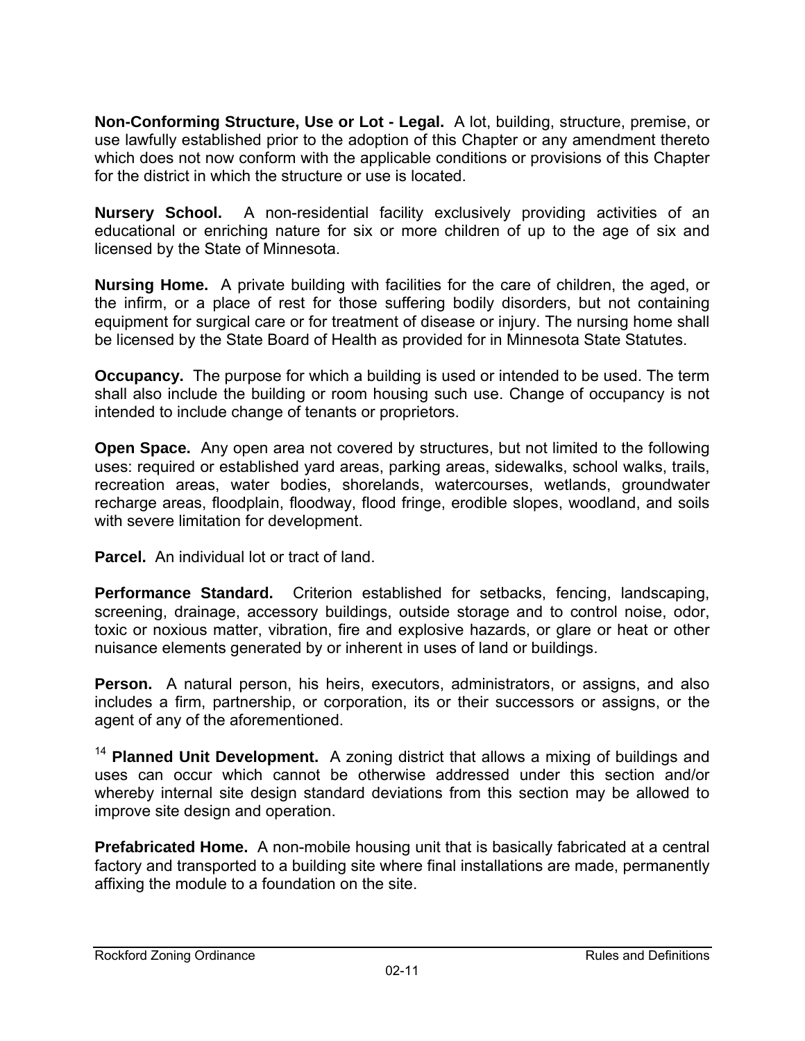**Non-Conforming Structure, Use or Lot - Legal.** A lot, building, structure, premise, or use lawfully established prior to the adoption of this Chapter or any amendment thereto which does not now conform with the applicable conditions or provisions of this Chapter for the district in which the structure or use is located.

**Nursery School.** A non-residential facility exclusively providing activities of an educational or enriching nature for six or more children of up to the age of six and licensed by the State of Minnesota.

**Nursing Home.** A private building with facilities for the care of children, the aged, or the infirm, or a place of rest for those suffering bodily disorders, but not containing equipment for surgical care or for treatment of disease or injury. The nursing home shall be licensed by the State Board of Health as provided for in Minnesota State Statutes.

**Occupancy.** The purpose for which a building is used or intended to be used. The term shall also include the building or room housing such use. Change of occupancy is not intended to include change of tenants or proprietors.

**Open Space.** Any open area not covered by structures, but not limited to the following uses: required or established yard areas, parking areas, sidewalks, school walks, trails, recreation areas, water bodies, shorelands, watercourses, wetlands, groundwater recharge areas, floodplain, floodway, flood fringe, erodible slopes, woodland, and soils with severe limitation for development.

**Parcel.** An individual lot or tract of land.

**Performance Standard.** Criterion established for setbacks, fencing, landscaping, screening, drainage, accessory buildings, outside storage and to control noise, odor, toxic or noxious matter, vibration, fire and explosive hazards, or glare or heat or other nuisance elements generated by or inherent in uses of land or buildings.

**Person.** A natural person, his heirs, executors, administrators, or assigns, and also includes a firm, partnership, or corporation, its or their successors or assigns, or the agent of any of the aforementioned.

[14] **Planned Unit Development.** A zoning district that allows a mixing of buildings and uses can occur which cannot be otherwise addressed under this section and/or whereby internal site design standard deviations from this section may be allowed to improve site design and operation.

**Prefabricated Home.** A non-mobile housing unit that is basically fabricated at a central factory and transported to a building site where final installations are made, permanently affixing the module to a foundation on the site.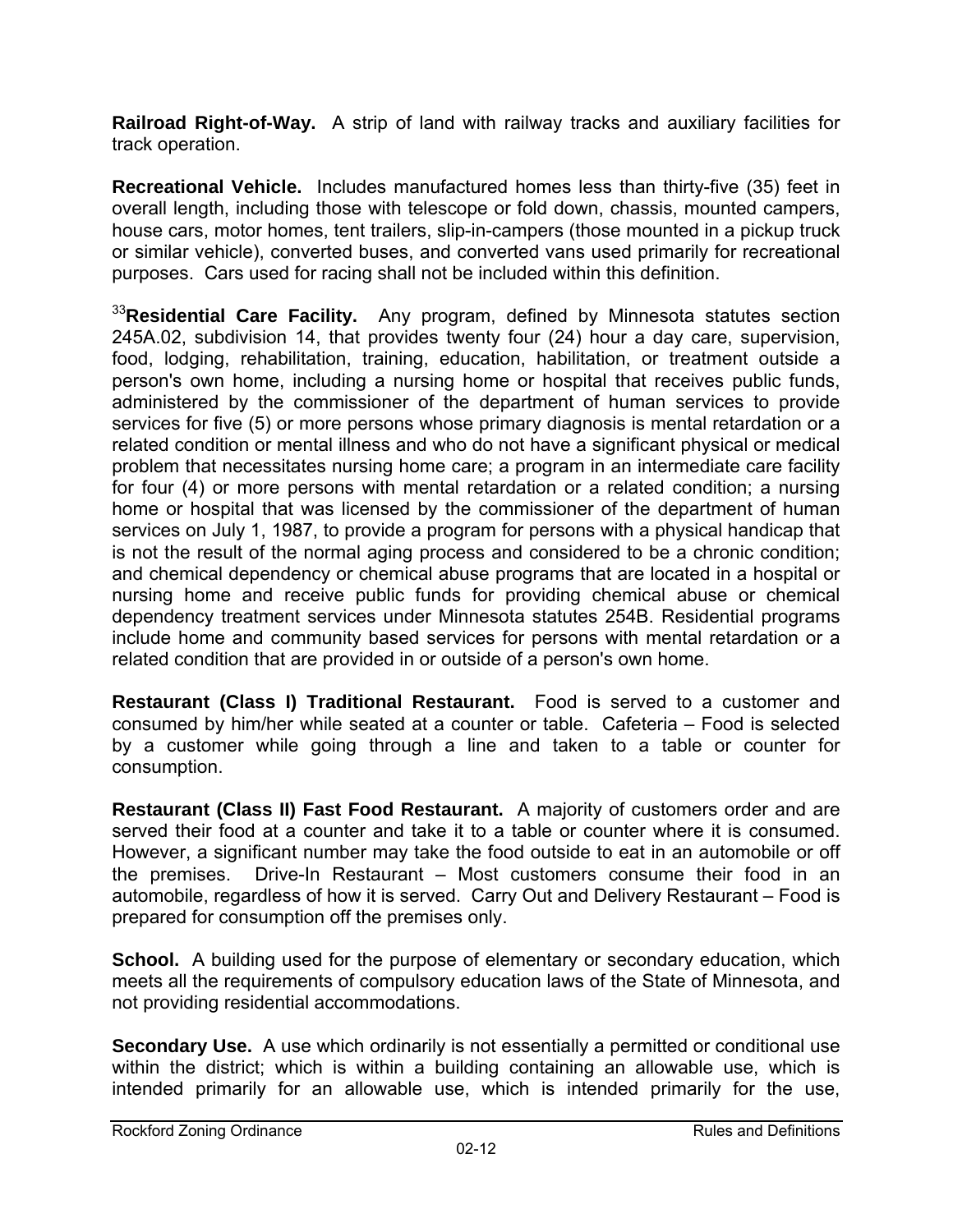**Railroad Right-of-Way.** A strip of land with railway tracks and auxiliary facilities for track operation.

**Recreational Vehicle.** Includes manufactured homes less than thirty-five (35) feet in overall length, including those with telescope or fold down, chassis, mounted campers, house cars, motor homes, tent trailers, slip-in-campers (those mounted in a pickup truck or similar vehicle), converted buses, and converted vans used primarily for recreational purposes. Cars used for racing shall not be included within this definition.

[33]**Residential Care Facility.** Any program, defined by Minnesota statutes section 245A.02, subdivision 14, that provides twenty four (24) hour a day care, supervision, food, lodging, rehabilitation, training, education, habilitation, or treatment outside a person's own home, including a nursing home or hospital that receives public funds, administered by the commissioner of the department of human services to provide services for five (5) or more persons whose primary diagnosis is mental retardation or a related condition or mental illness and who do not have a significant physical or medical problem that necessitates nursing home care; a program in an intermediate care facility for four (4) or more persons with mental retardation or a related condition; a nursing home or hospital that was licensed by the commissioner of the department of human services on July 1, 1987, to provide a program for persons with a physical handicap that is not the result of the normal aging process and considered to be a chronic condition; and chemical dependency or chemical abuse programs that are located in a hospital or nursing home and receive public funds for providing chemical abuse or chemical dependency treatment services under Minnesota statutes 254B. Residential programs include home and community based services for persons with mental retardation or a related condition that are provided in or outside of a person's own home.

**Restaurant (Class I) Traditional Restaurant.** Food is served to a customer and consumed by him/her while seated at a counter or table. Cafeteria – Food is selected by a customer while going through a line and taken to a table or counter for consumption.

**Restaurant (Class II) Fast Food Restaurant.** A majority of customers order and are served their food at a counter and take it to a table or counter where it is consumed. However, a significant number may take the food outside to eat in an automobile or off the premises. Drive-In Restaurant – Most customers consume their food in an automobile, regardless of how it is served. Carry Out and Delivery Restaurant – Food is prepared for consumption off the premises only.

**School.** A building used for the purpose of elementary or secondary education, which meets all the requirements of compulsory education laws of the State of Minnesota, and not providing residential accommodations.

**Secondary Use.** A use which ordinarily is not essentially a permitted or conditional use within the district; which is within a building containing an allowable use, which is intended primarily for an allowable use, which is intended primarily for the use,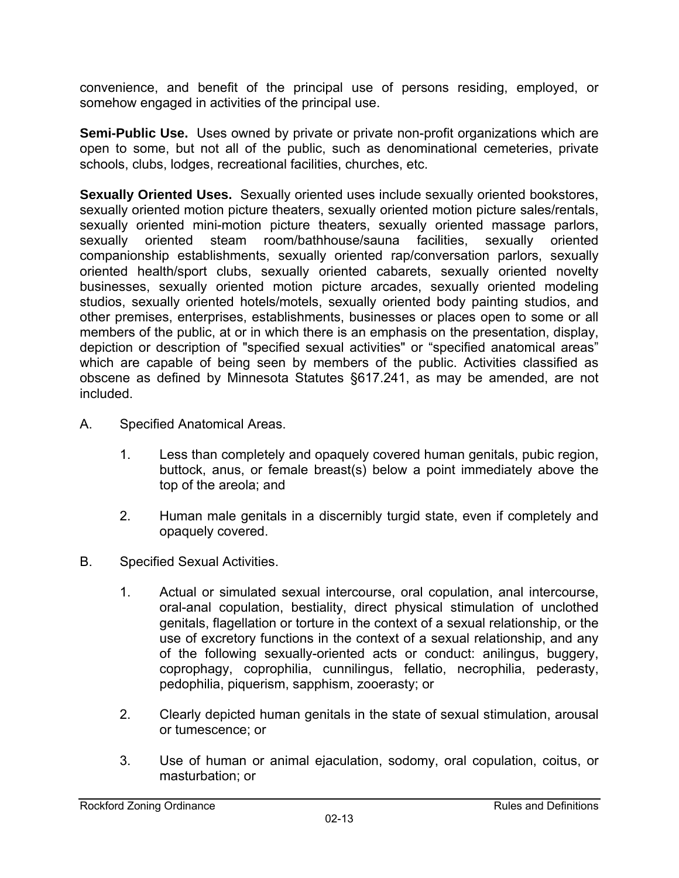convenience, and benefit of the principal use of persons residing, employed, or somehow engaged in activities of the principal use.

**Semi-Public Use.** Uses owned by private or private non-profit organizations which are open to some, but not all of the public, such as denominational cemeteries, private schools, clubs, lodges, recreational facilities, churches, etc.

**Sexually Oriented Uses.** Sexually oriented uses include sexually oriented bookstores, sexually oriented motion picture theaters, sexually oriented motion picture sales/rentals, sexually oriented mini-motion picture theaters, sexually oriented massage parlors, sexually oriented steam room/bathhouse/sauna facilities, sexually oriented companionship establishments, sexually oriented rap/conversation parlors, sexually oriented health/sport clubs, sexually oriented cabarets, sexually oriented novelty businesses, sexually oriented motion picture arcades, sexually oriented modeling studios, sexually oriented hotels/motels, sexually oriented body painting studios, and other premises, enterprises, establishments, businesses or places open to some or all members of the public, at or in which there is an emphasis on the presentation, display, depiction or description of "specified sexual activities" or "specified anatomical areas" which are capable of being seen by members of the public. Activities classified as obscene as defined by Minnesota Statutes §617.241, as may be amended, are not included.

A. Specified Anatomical Areas.

   1. Less than completely and opaquely covered human genitals, pubic region, buttock, anus, or female breast(s) below a point immediately above the top of the areola; and

   2. Human male genitals in a discernibly turgid state, even if completely and opaquely covered.

B. Specified Sexual Activities.

   1. Actual or simulated sexual intercourse, oral copulation, anal intercourse, oral-anal copulation, bestiality, direct physical stimulation of unclothed genitals, flagellation or torture in the context of a sexual relationship, or the use of excretory functions in the context of a sexual relationship, and any of the following sexually-oriented acts or conduct: anilingus, buggery, coprophagy, coprophilia, cunnilingus, fellatio, necrophilia, pederasty, pedophilia, piquerism, sapphism, zooerasty; or

   2. Clearly depicted human genitals in the state of sexual stimulation, arousal or tumescence; or

   3. Use of human or animal ejaculation, sodomy, oral copulation, coitus, or masturbation; or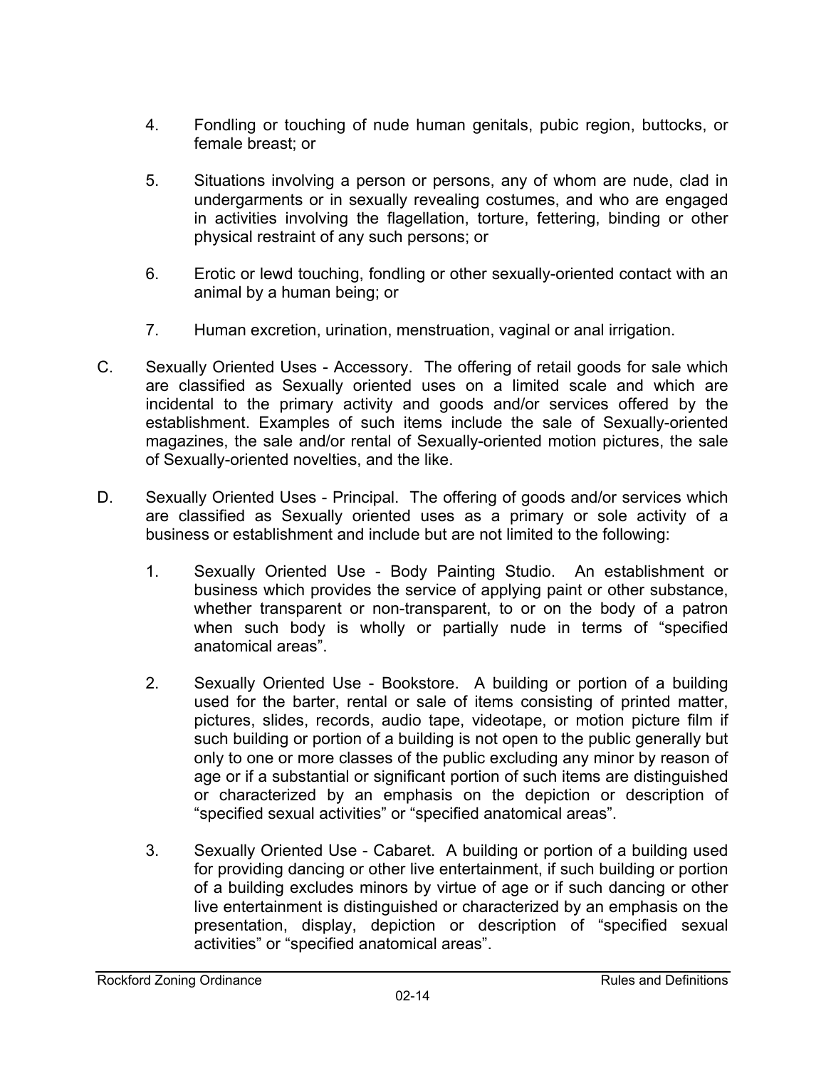4. Fondling or touching of nude human genitals, pubic region, buttocks, or female breast; or

5. Situations involving a person or persons, any of whom are nude, clad in undergarments or in sexually revealing costumes, and who are engaged in activities involving the flagellation, torture, fettering, binding or other physical restraint of any such persons; or

6. Erotic or lewd touching, fondling or other sexually-oriented contact with an animal by a human being; or

7. Human excretion, urination, menstruation, vaginal or anal irrigation.

C. Sexually Oriented Uses - Accessory. The offering of retail goods for sale which are classified as Sexually oriented uses on a limited scale and which are incidental to the primary activity and goods and/or services offered by the establishment. Examples of such items include the sale of Sexually-oriented magazines, the sale and/or rental of Sexually-oriented motion pictures, the sale of Sexually-oriented novelties, and the like.

D. Sexually Oriented Uses - Principal. The offering of goods and/or services which are classified as Sexually oriented uses as a primary or sole activity of a business or establishment and include but are not limited to the following:

1. Sexually Oriented Use - Body Painting Studio. An establishment or business which provides the service of applying paint or other substance, whether transparent or non-transparent, to or on the body of a patron when such body is wholly or partially nude in terms of "specified anatomical areas".

2. Sexually Oriented Use - Bookstore. A building or portion of a building used for the barter, rental or sale of items consisting of printed matter, pictures, slides, records, audio tape, videotape, or motion picture film if such building or portion of a building is not open to the public generally but only to one or more classes of the public excluding any minor by reason of age or if a substantial or significant portion of such items are distinguished or characterized by an emphasis on the depiction or description of "specified sexual activities" or "specified anatomical areas".

3. Sexually Oriented Use - Cabaret. A building or portion of a building used for providing dancing or other live entertainment, if such building or portion of a building excludes minors by virtue of age or if such dancing or other live entertainment is distinguished or characterized by an emphasis on the presentation, display, depiction or description of "specified sexual activities" or "specified anatomical areas".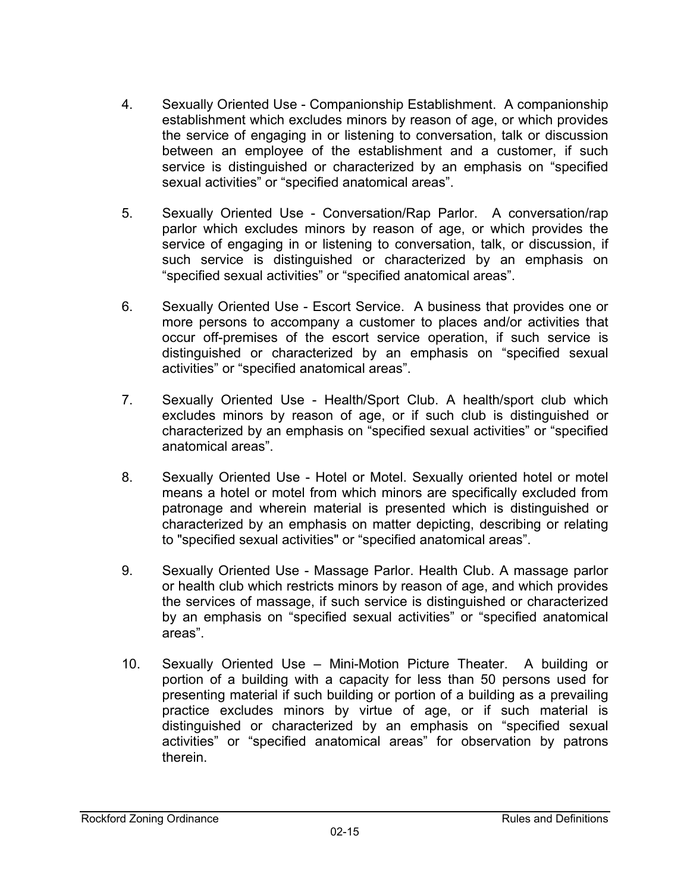4. Sexually Oriented Use - Companionship Establishment. A companionship establishment which excludes minors by reason of age, or which provides the service of engaging in or listening to conversation, talk or discussion between an employee of the establishment and a customer, if such service is distinguished or characterized by an emphasis on “specified sexual activities” or “specified anatomical areas”.

5. Sexually Oriented Use - Conversation/Rap Parlor. A conversation/rap parlor which excludes minors by reason of age, or which provides the service of engaging in or listening to conversation, talk, or discussion, if such service is distinguished or characterized by an emphasis on “specified sexual activities” or “specified anatomical areas”.

6. Sexually Oriented Use - Escort Service. A business that provides one or more persons to accompany a customer to places and/or activities that occur off-premises of the escort service operation, if such service is distinguished or characterized by an emphasis on “specified sexual activities” or “specified anatomical areas”.

7. Sexually Oriented Use - Health/Sport Club. A health/sport club which excludes minors by reason of age, or if such club is distinguished or characterized by an emphasis on “specified sexual activities” or “specified anatomical areas”.

8. Sexually Oriented Use - Hotel or Motel. Sexually oriented hotel or motel means a hotel or motel from which minors are specifically excluded from patronage and wherein material is presented which is distinguished or characterized by an emphasis on matter depicting, describing or relating to "specified sexual activities" or “specified anatomical areas”.

9. Sexually Oriented Use - Massage Parlor. Health Club. A massage parlor or health club which restricts minors by reason of age, and which provides the services of massage, if such service is distinguished or characterized by an emphasis on “specified sexual activities” or “specified anatomical areas”.

10. Sexually Oriented Use – Mini-Motion Picture Theater. A building or portion of a building with a capacity for less than 50 persons used for presenting material if such building or portion of a building as a prevailing practice excludes minors by virtue of age, or if such material is distinguished or characterized by an emphasis on “specified sexual activities” or “specified anatomical areas” for observation by patrons therein.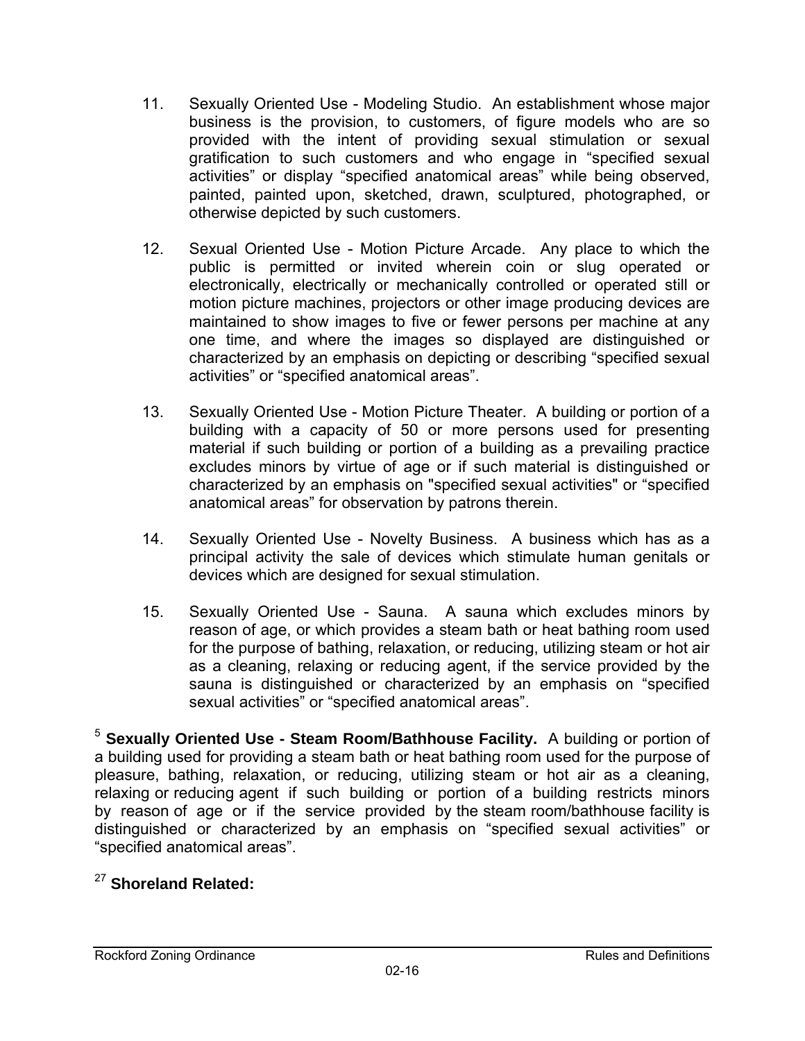11. Sexually Oriented Use - Modeling Studio. An establishment whose major business is the provision, to customers, of figure models who are so provided with the intent of providing sexual stimulation or sexual gratification to such customers and who engage in “specified sexual activities” or display “specified anatomical areas” while being observed, painted, painted upon, sketched, drawn, sculptured, photographed, or otherwise depicted by such customers.

12. Sexual Oriented Use - Motion Picture Arcade. Any place to which the public is permitted or invited wherein coin or slug operated or electronically, electrically or mechanically controlled or operated still or motion picture machines, projectors or other image producing devices are maintained to show images to five or fewer persons per machine at any one time, and where the images so displayed are distinguished or characterized by an emphasis on depicting or describing “specified sexual activities” or “specified anatomical areas”.

13. Sexually Oriented Use - Motion Picture Theater. A building or portion of a building with a capacity of 50 or more persons used for presenting material if such building or portion of a building as a prevailing practice excludes minors by virtue of age or if such material is distinguished or characterized by an emphasis on "specified sexual activities" or “specified anatomical areas” for observation by patrons therein.

14. Sexually Oriented Use - Novelty Business. A business which has as a principal activity the sale of devices which stimulate human genitals or devices which are designed for sexual stimulation.

15. Sexually Oriented Use - Sauna. A sauna which excludes minors by reason of age, or which provides a steam bath or heat bathing room used for the purpose of bathing, relaxation, or reducing, utilizing steam or hot air as a cleaning, relaxing or reducing agent, if the service provided by the sauna is distinguished or characterized by an emphasis on “specified sexual activities” or “specified anatomical areas”.

[5] **Sexually Oriented Use - Steam Room/Bathhouse Facility.** A building or portion of a building used for providing a steam bath or heat bathing room used for the purpose of pleasure, bathing, relaxation, or reducing, utilizing steam or hot air as a cleaning, relaxing or reducing agent if such building or portion of a building restricts minors by reason of age or if the service provided by the steam room/bathhouse facility is distinguished or characterized by an emphasis on “specified sexual activities” or “specified anatomical areas”.

[27] **Shoreland Related:**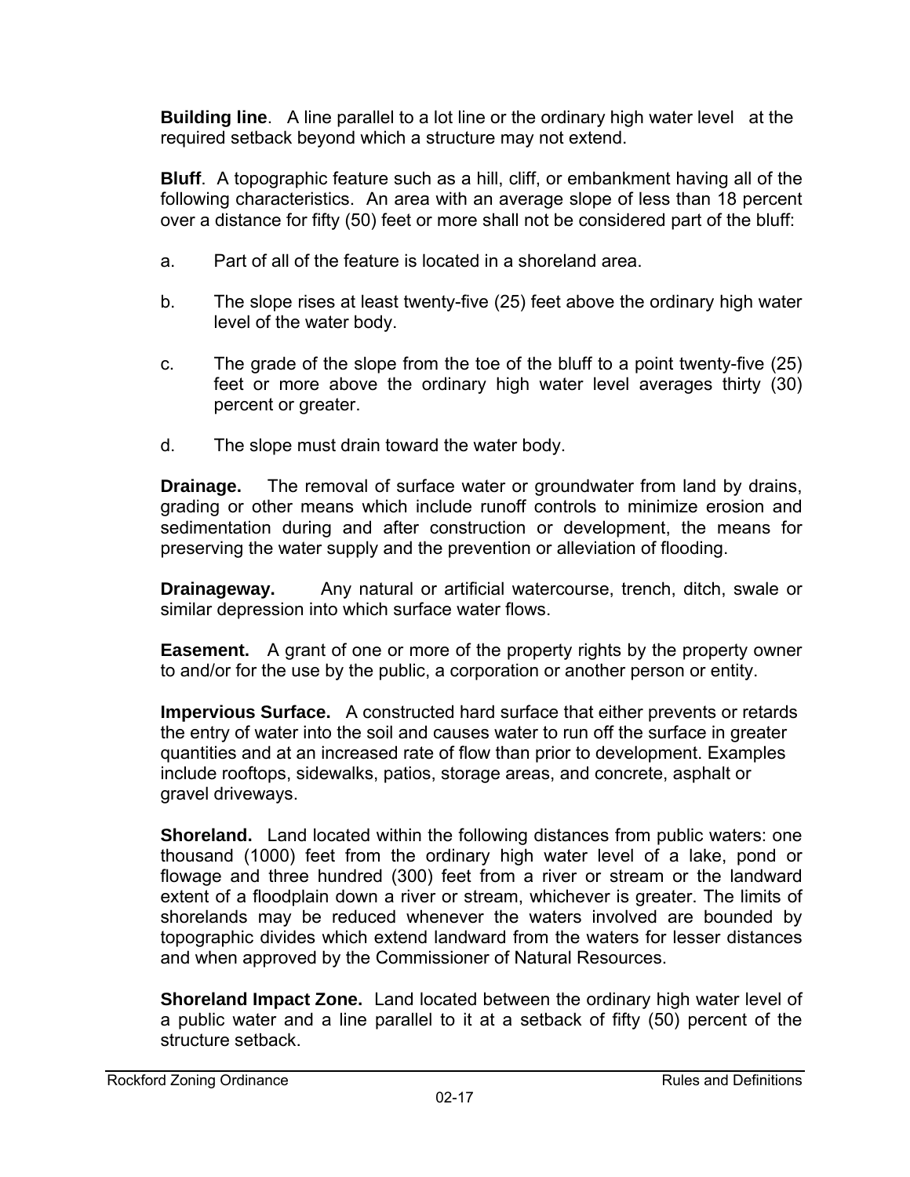**Building line**. A line parallel to a lot line or the ordinary high water level at the required setback beyond which a structure may not extend.

**Bluff**. A topographic feature such as a hill, cliff, or embankment having all of the following characteristics. An area with an average slope of less than 18 percent over a distance for fifty (50) feet or more shall not be considered part of the bluff:

a. Part of all of the feature is located in a shoreland area.

b. The slope rises at least twenty-five (25) feet above the ordinary high water level of the water body.

c. The grade of the slope from the toe of the bluff to a point twenty-five (25) feet or more above the ordinary high water level averages thirty (30) percent or greater.

d. The slope must drain toward the water body.

**Drainage.** The removal of surface water or groundwater from land by drains, grading or other means which include runoff controls to minimize erosion and sedimentation during and after construction or development, the means for preserving the water supply and the prevention or alleviation of flooding.

**Drainageway.** Any natural or artificial watercourse, trench, ditch, swale or similar depression into which surface water flows.

**Easement.** A grant of one or more of the property rights by the property owner to and/or for the use by the public, a corporation or another person or entity.

**Impervious Surface.** A constructed hard surface that either prevents or retards the entry of water into the soil and causes water to run off the surface in greater quantities and at an increased rate of flow than prior to development. Examples include rooftops, sidewalks, patios, storage areas, and concrete, asphalt or gravel driveways.

**Shoreland.** Land located within the following distances from public waters: one thousand (1000) feet from the ordinary high water level of a lake, pond or flowage and three hundred (300) feet from a river or stream or the landward extent of a floodplain down a river or stream, whichever is greater. The limits of shorelands may be reduced whenever the waters involved are bounded by topographic divides which extend landward from the waters for lesser distances and when approved by the Commissioner of Natural Resources.

**Shoreland Impact Zone.** Land located between the ordinary high water level of a public water and a line parallel to it at a setback of fifty (50) percent of the structure setback.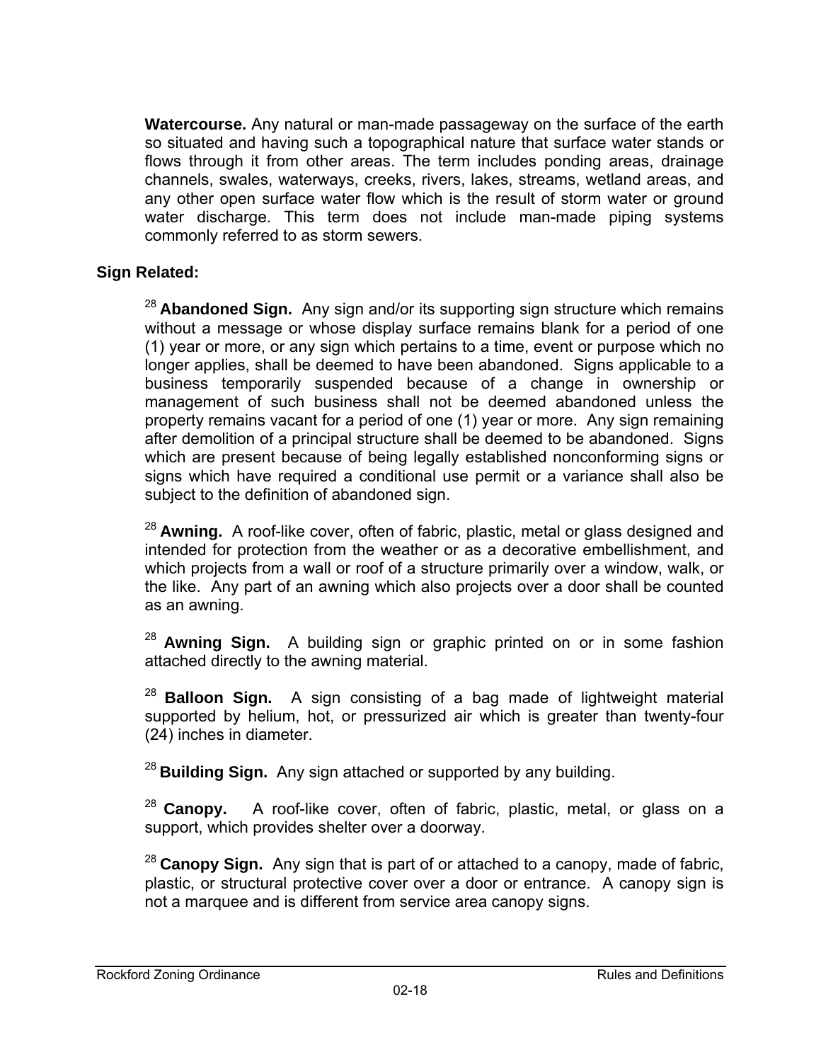**Watercourse.** Any natural or man-made passageway on the surface of the earth so situated and having such a topographical nature that surface water stands or flows through it from other areas. The term includes ponding areas, drainage channels, swales, waterways, creeks, rivers, lakes, streams, wetland areas, and any other open surface water flow which is the result of storm water or ground water discharge. This term does not include man-made piping systems commonly referred to as storm sewers.

**Sign Related:**

[28] **Abandoned Sign.** Any sign and/or its supporting sign structure which remains without a message or whose display surface remains blank for a period of one (1) year or more, or any sign which pertains to a time, event or purpose which no longer applies, shall be deemed to have been abandoned. Signs applicable to a business temporarily suspended because of a change in ownership or management of such business shall not be deemed abandoned unless the property remains vacant for a period of one (1) year or more. Any sign remaining after demolition of a principal structure shall be deemed to be abandoned. Signs which are present because of being legally established nonconforming signs or signs which have required a conditional use permit or a variance shall also be subject to the definition of abandoned sign.

[28] **Awning.** A roof-like cover, often of fabric, plastic, metal or glass designed and intended for protection from the weather or as a decorative embellishment, and which projects from a wall or roof of a structure primarily over a window, walk, or the like. Any part of an awning which also projects over a door shall be counted as an awning.

[28] **Awning Sign.** A building sign or graphic printed on or in some fashion attached directly to the awning material.

[28] **Balloon Sign.** A sign consisting of a bag made of lightweight material supported by helium, hot, or pressurized air which is greater than twenty-four (24) inches in diameter.

[28] **Building Sign.** Any sign attached or supported by any building.

[28] **Canopy.** A roof-like cover, often of fabric, plastic, metal, or glass on a support, which provides shelter over a doorway.

[28] **Canopy Sign.** Any sign that is part of or attached to a canopy, made of fabric, plastic, or structural protective cover over a door or entrance. A canopy sign is not a marquee and is different from service area canopy signs.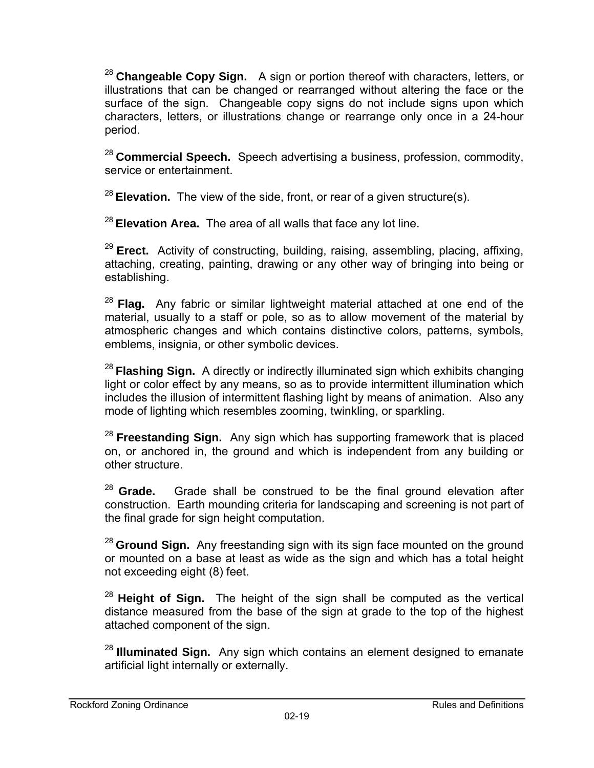[28] **Changeable Copy Sign.** A sign or portion thereof with characters, letters, or illustrations that can be changed or rearranged without altering the face or the surface of the sign. Changeable copy signs do not include signs upon which characters, letters, or illustrations change or rearrange only once in a 24-hour period.

[28] **Commercial Speech.** Speech advertising a business, profession, commodity, service or entertainment.

[28] **Elevation.** The view of the side, front, or rear of a given structure(s).

[28] **Elevation Area.** The area of all walls that face any lot line.

[29] **Erect.** Activity of constructing, building, raising, assembling, placing, affixing, attaching, creating, painting, drawing or any other way of bringing into being or establishing.

[28] **Flag.** Any fabric or similar lightweight material attached at one end of the material, usually to a staff or pole, so as to allow movement of the material by atmospheric changes and which contains distinctive colors, patterns, symbols, emblems, insignia, or other symbolic devices.

[28] **Flashing Sign.** A directly or indirectly illuminated sign which exhibits changing light or color effect by any means, so as to provide intermittent illumination which includes the illusion of intermittent flashing light by means of animation. Also any mode of lighting which resembles zooming, twinkling, or sparkling.

[28] **Freestanding Sign.** Any sign which has supporting framework that is placed on, or anchored in, the ground and which is independent from any building or other structure.

[28] **Grade.** Grade shall be construed to be the final ground elevation after construction. Earth mounding criteria for landscaping and screening is not part of the final grade for sign height computation.

[28] **Ground Sign.** Any freestanding sign with its sign face mounted on the ground or mounted on a base at least as wide as the sign and which has a total height not exceeding eight (8) feet.

[28] **Height of Sign.** The height of the sign shall be computed as the vertical distance measured from the base of the sign at grade to the top of the highest attached component of the sign.

[28] **Illuminated Sign.** Any sign which contains an element designed to emanate artificial light internally or externally.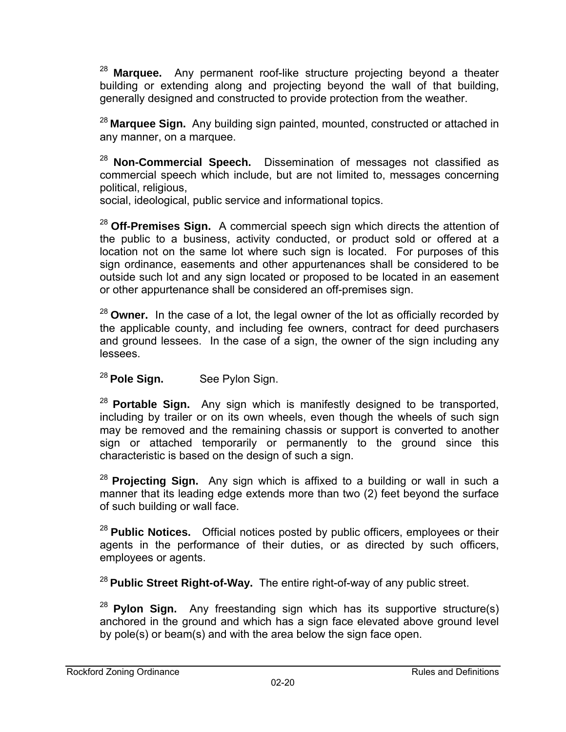[28] **Marquee.** Any permanent roof-like structure projecting beyond a theater building or extending along and projecting beyond the wall of that building, generally designed and constructed to provide protection from the weather.

[28] **Marquee Sign.** Any building sign painted, mounted, constructed or attached in any manner, on a marquee.

[28] **Non-Commercial Speech.** Dissemination of messages not classified as commercial speech which include, but are not limited to, messages concerning political, religious,
social, ideological, public service and informational topics.

[28] **Off-Premises Sign.** A commercial speech sign which directs the attention of the public to a business, activity conducted, or product sold or offered at a location not on the same lot where such sign is located. For purposes of this sign ordinance, easements and other appurtenances shall be considered to be outside such lot and any sign located or proposed to be located in an easement or other appurtenance shall be considered an off-premises sign.

[28] **Owner.** In the case of a lot, the legal owner of the lot as officially recorded by the applicable county, and including fee owners, contract for deed purchasers and ground lessees. In the case of a sign, the owner of the sign including any lessees.

[28] **Pole Sign.** See Pylon Sign.

[28] **Portable Sign.** Any sign which is manifestly designed to be transported, including by trailer or on its own wheels, even though the wheels of such sign may be removed and the remaining chassis or support is converted to another sign or attached temporarily or permanently to the ground since this characteristic is based on the design of such a sign.

[28] **Projecting Sign.** Any sign which is affixed to a building or wall in such a manner that its leading edge extends more than two (2) feet beyond the surface of such building or wall face.

[28] **Public Notices.** Official notices posted by public officers, employees or their agents in the performance of their duties, or as directed by such officers, employees or agents.

[28] **Public Street Right-of-Way.** The entire right-of-way of any public street.

[28] **Pylon Sign.** Any freestanding sign which has its supportive structure(s) anchored in the ground and which has a sign face elevated above ground level by pole(s) or beam(s) and with the area below the sign face open.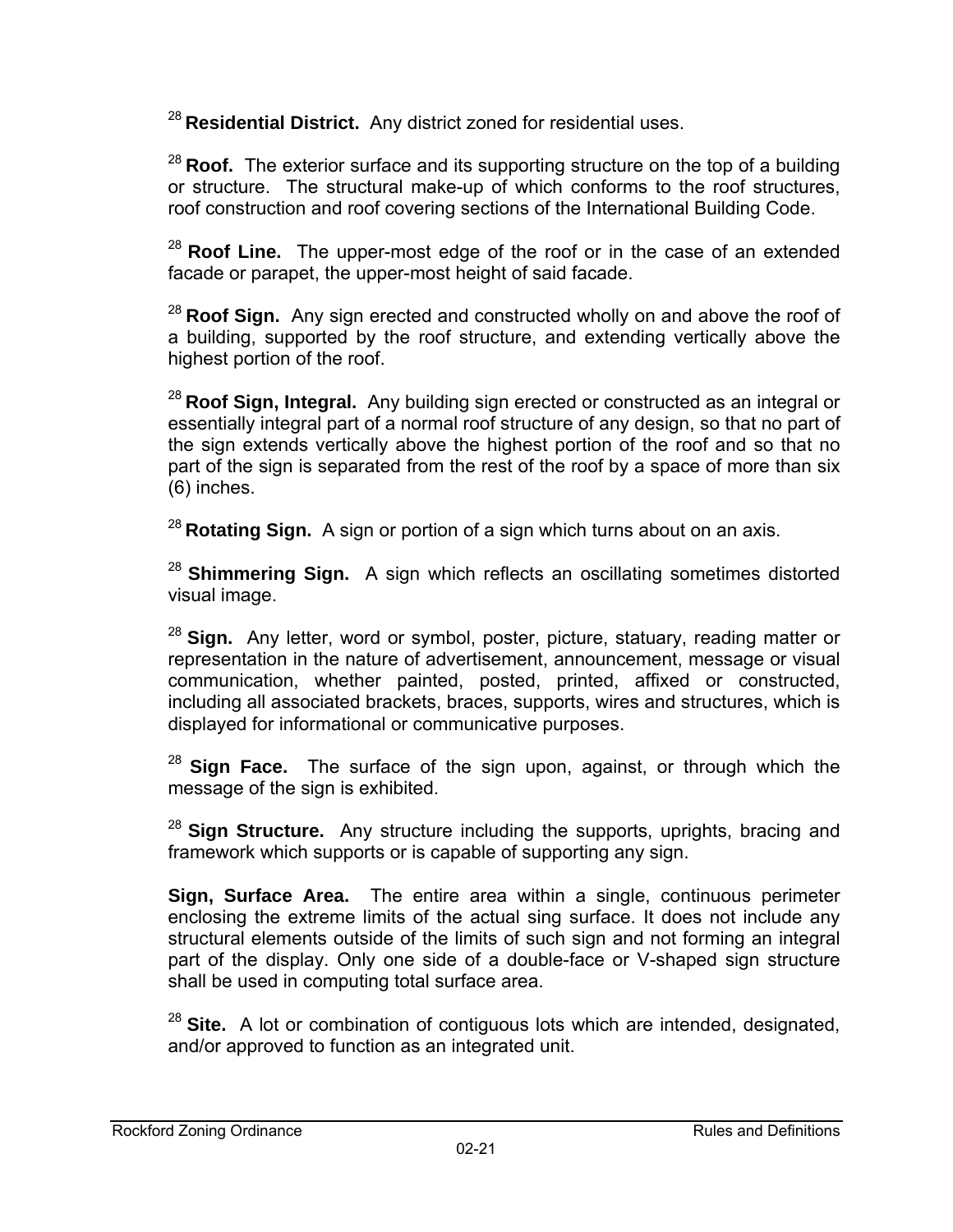[28] **Residential District.** Any district zoned for residential uses.

[28] **Roof.** The exterior surface and its supporting structure on the top of a building or structure. The structural make-up of which conforms to the roof structures, roof construction and roof covering sections of the International Building Code.

[28] **Roof Line.** The upper-most edge of the roof or in the case of an extended facade or parapet, the upper-most height of said facade.

[28] **Roof Sign.** Any sign erected and constructed wholly on and above the roof of a building, supported by the roof structure, and extending vertically above the highest portion of the roof.

[28] **Roof Sign, Integral.** Any building sign erected or constructed as an integral or essentially integral part of a normal roof structure of any design, so that no part of the sign extends vertically above the highest portion of the roof and so that no part of the sign is separated from the rest of the roof by a space of more than six (6) inches.

[28] **Rotating Sign.** A sign or portion of a sign which turns about on an axis.

[28] **Shimmering Sign.** A sign which reflects an oscillating sometimes distorted visual image.

[28] **Sign.** Any letter, word or symbol, poster, picture, statuary, reading matter or representation in the nature of advertisement, announcement, message or visual communication, whether painted, posted, printed, affixed or constructed, including all associated brackets, braces, supports, wires and structures, which is displayed for informational or communicative purposes.

[28] **Sign Face.** The surface of the sign upon, against, or through which the message of the sign is exhibited.

[28] **Sign Structure.** Any structure including the supports, uprights, bracing and framework which supports or is capable of supporting any sign.

**Sign, Surface Area.** The entire area within a single, continuous perimeter enclosing the extreme limits of the actual sing surface. It does not include any structural elements outside of the limits of such sign and not forming an integral part of the display. Only one side of a double-face or V-shaped sign structure shall be used in computing total surface area.

[28] **Site.** A lot or combination of contiguous lots which are intended, designated, and/or approved to function as an integrated unit.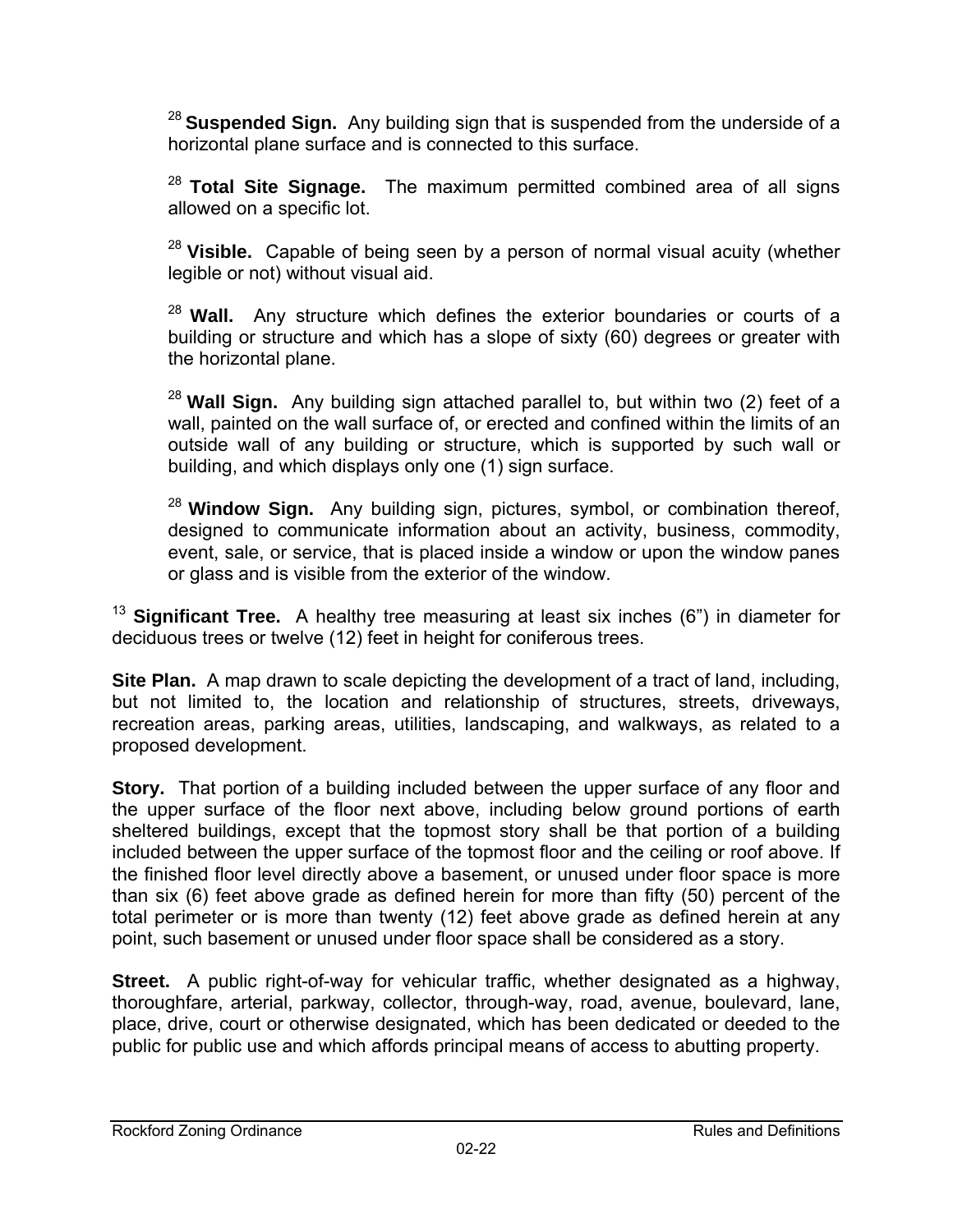[28] **Suspended Sign.** Any building sign that is suspended from the underside of a horizontal plane surface and is connected to this surface.

[28] **Total Site Signage.** The maximum permitted combined area of all signs allowed on a specific lot.

[28] **Visible.** Capable of being seen by a person of normal visual acuity (whether legible or not) without visual aid.

[28] **Wall.** Any structure which defines the exterior boundaries or courts of a building or structure and which has a slope of sixty (60) degrees or greater with the horizontal plane.

[28] **Wall Sign.** Any building sign attached parallel to, but within two (2) feet of a wall, painted on the wall surface of, or erected and confined within the limits of an outside wall of any building or structure, which is supported by such wall or building, and which displays only one (1) sign surface.

[28] **Window Sign.** Any building sign, pictures, symbol, or combination thereof, designed to communicate information about an activity, business, commodity, event, sale, or service, that is placed inside a window or upon the window panes or glass and is visible from the exterior of the window.

[13] **Significant Tree.** A healthy tree measuring at least six inches (6") in diameter for deciduous trees or twelve (12) feet in height for coniferous trees.

**Site Plan.** A map drawn to scale depicting the development of a tract of land, including, but not limited to, the location and relationship of structures, streets, driveways, recreation areas, parking areas, utilities, landscaping, and walkways, as related to a proposed development.

**Story.** That portion of a building included between the upper surface of any floor and the upper surface of the floor next above, including below ground portions of earth sheltered buildings, except that the topmost story shall be that portion of a building included between the upper surface of the topmost floor and the ceiling or roof above. If the finished floor level directly above a basement, or unused under floor space is more than six (6) feet above grade as defined herein for more than fifty (50) percent of the total perimeter or is more than twenty (12) feet above grade as defined herein at any point, such basement or unused under floor space shall be considered as a story.

**Street.** A public right-of-way for vehicular traffic, whether designated as a highway, thoroughfare, arterial, parkway, collector, through-way, road, avenue, boulevard, lane, place, drive, court or otherwise designated, which has been dedicated or deeded to the public for public use and which affords principal means of access to abutting property.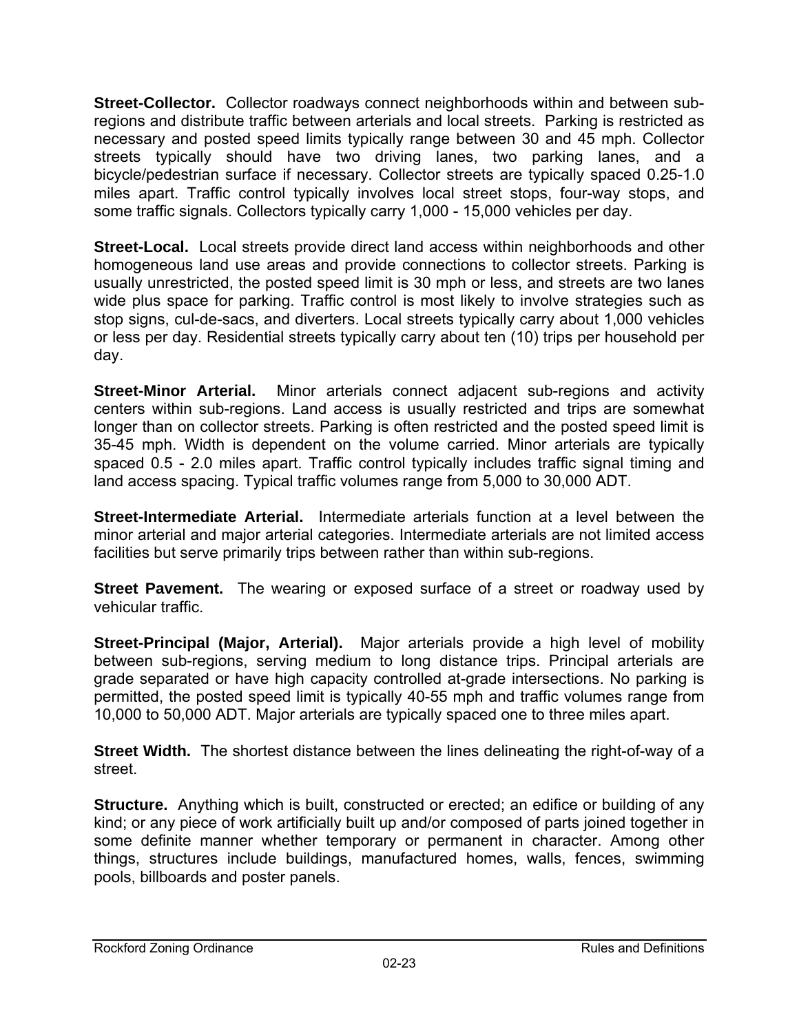**Street-Collector.** Collector roadways connect neighborhoods within and between sub-regions and distribute traffic between arterials and local streets. Parking is restricted as necessary and posted speed limits typically range between 30 and 45 mph. Collector streets typically should have two driving lanes, two parking lanes, and a bicycle/pedestrian surface if necessary. Collector streets are typically spaced 0.25-1.0 miles apart. Traffic control typically involves local street stops, four-way stops, and some traffic signals. Collectors typically carry 1,000 - 15,000 vehicles per day.

**Street-Local.** Local streets provide direct land access within neighborhoods and other homogeneous land use areas and provide connections to collector streets. Parking is usually unrestricted, the posted speed limit is 30 mph or less, and streets are two lanes wide plus space for parking. Traffic control is most likely to involve strategies such as stop signs, cul-de-sacs, and diverters. Local streets typically carry about 1,000 vehicles or less per day. Residential streets typically carry about ten (10) trips per household per day.

**Street-Minor Arterial.** Minor arterials connect adjacent sub-regions and activity centers within sub-regions. Land access is usually restricted and trips are somewhat longer than on collector streets. Parking is often restricted and the posted speed limit is 35-45 mph. Width is dependent on the volume carried. Minor arterials are typically spaced 0.5 - 2.0 miles apart. Traffic control typically includes traffic signal timing and land access spacing. Typical traffic volumes range from 5,000 to 30,000 ADT.

**Street-Intermediate Arterial.** Intermediate arterials function at a level between the minor arterial and major arterial categories. Intermediate arterials are not limited access facilities but serve primarily trips between rather than within sub-regions.

**Street Pavement.** The wearing or exposed surface of a street or roadway used by vehicular traffic.

**Street-Principal (Major, Arterial).** Major arterials provide a high level of mobility between sub-regions, serving medium to long distance trips. Principal arterials are grade separated or have high capacity controlled at-grade intersections. No parking is permitted, the posted speed limit is typically 40-55 mph and traffic volumes range from 10,000 to 50,000 ADT. Major arterials are typically spaced one to three miles apart.

**Street Width.** The shortest distance between the lines delineating the right-of-way of a street.

**Structure.** Anything which is built, constructed or erected; an edifice or building of any kind; or any piece of work artificially built up and/or composed of parts joined together in some definite manner whether temporary or permanent in character. Among other things, structures include buildings, manufactured homes, walls, fences, swimming pools, billboards and poster panels.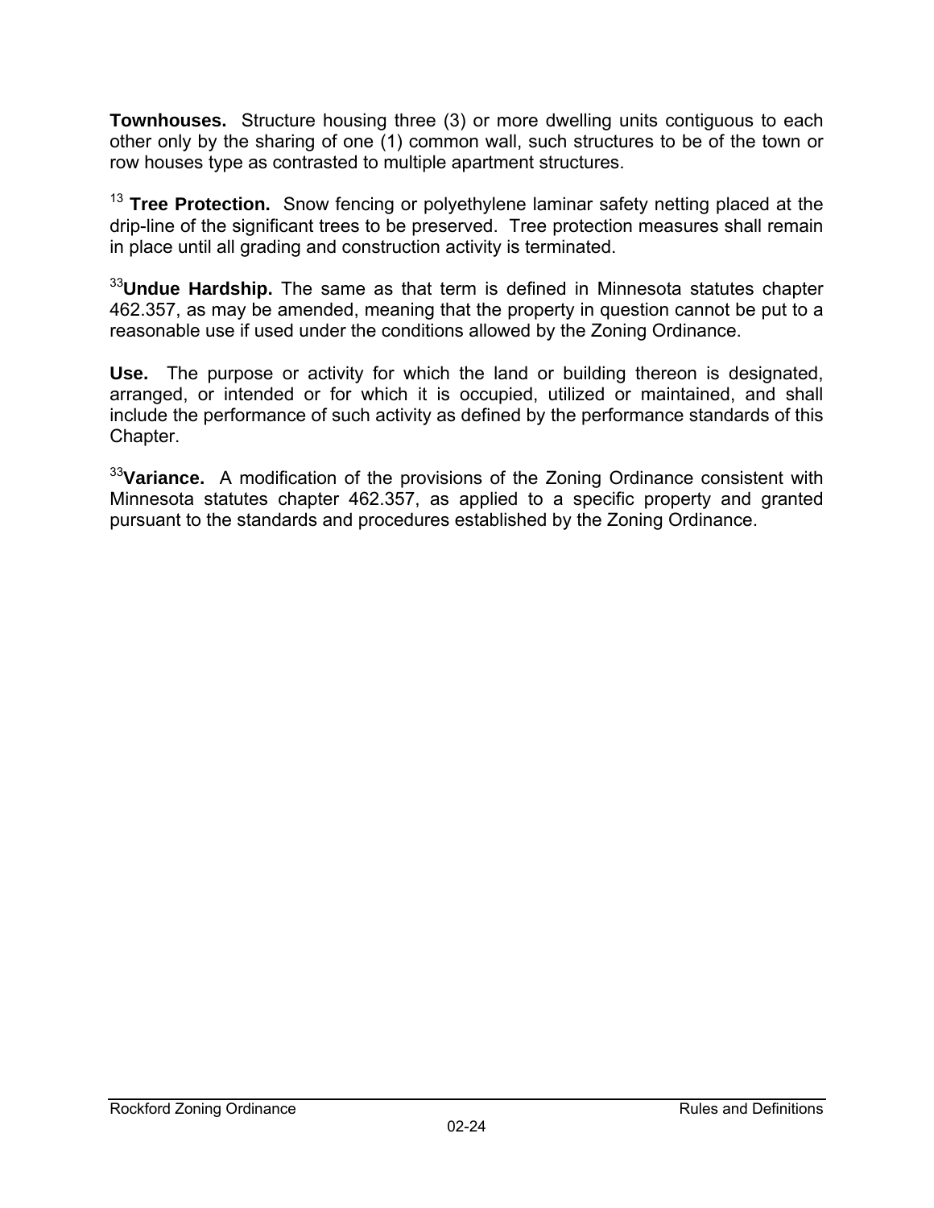**Townhouses.** Structure housing three (3) or more dwelling units contiguous to each other only by the sharing of one (1) common wall, such structures to be of the town or row houses type as contrasted to multiple apartment structures.

[13] **Tree Protection.** Snow fencing or polyethylene laminar safety netting placed at the drip-line of the significant trees to be preserved. Tree protection measures shall remain in place until all grading and construction activity is terminated.

[33]**Undue Hardship.** The same as that term is defined in Minnesota statutes chapter 462.357, as may be amended, meaning that the property in question cannot be put to a reasonable use if used under the conditions allowed by the Zoning Ordinance.

**Use.** The purpose or activity for which the land or building thereon is designated, arranged, or intended or for which it is occupied, utilized or maintained, and shall include the performance of such activity as defined by the performance standards of this Chapter.

[33]**Variance.** A modification of the provisions of the Zoning Ordinance consistent with Minnesota statutes chapter 462.357, as applied to a specific property and granted pursuant to the standards and procedures established by the Zoning Ordinance.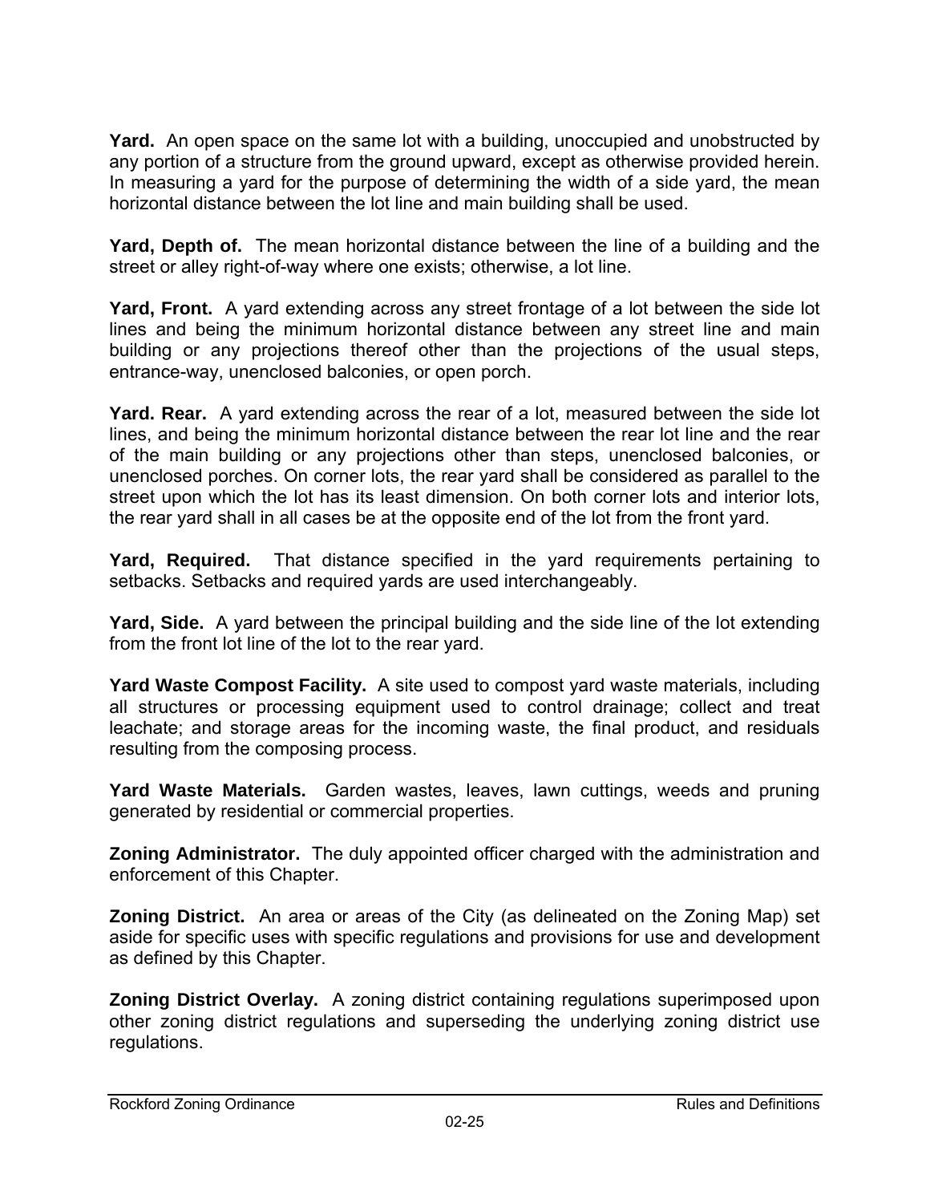**Yard.** An open space on the same lot with a building, unoccupied and unobstructed by any portion of a structure from the ground upward, except as otherwise provided herein. In measuring a yard for the purpose of determining the width of a side yard, the mean horizontal distance between the lot line and main building shall be used.

**Yard, Depth of.** The mean horizontal distance between the line of a building and the street or alley right-of-way where one exists; otherwise, a lot line.

**Yard, Front.** A yard extending across any street frontage of a lot between the side lot lines and being the minimum horizontal distance between any street line and main building or any projections thereof other than the projections of the usual steps, entrance-way, unenclosed balconies, or open porch.

**Yard. Rear.** A yard extending across the rear of a lot, measured between the side lot lines, and being the minimum horizontal distance between the rear lot line and the rear of the main building or any projections other than steps, unenclosed balconies, or unenclosed porches. On corner lots, the rear yard shall be considered as parallel to the street upon which the lot has its least dimension. On both corner lots and interior lots, the rear yard shall in all cases be at the opposite end of the lot from the front yard.

**Yard, Required.** That distance specified in the yard requirements pertaining to setbacks. Setbacks and required yards are used interchangeably.

**Yard, Side.** A yard between the principal building and the side line of the lot extending from the front lot line of the lot to the rear yard.

**Yard Waste Compost Facility.** A site used to compost yard waste materials, including all structures or processing equipment used to control drainage; collect and treat leachate; and storage areas for the incoming waste, the final product, and residuals resulting from the composing process.

**Yard Waste Materials.** Garden wastes, leaves, lawn cuttings, weeds and pruning generated by residential or commercial properties.

**Zoning Administrator.** The duly appointed officer charged with the administration and enforcement of this Chapter.

**Zoning District.** An area or areas of the City (as delineated on the Zoning Map) set aside for specific uses with specific regulations and provisions for use and development as defined by this Chapter.

**Zoning District Overlay.** A zoning district containing regulations superimposed upon other zoning district regulations and superseding the underlying zoning district use regulations.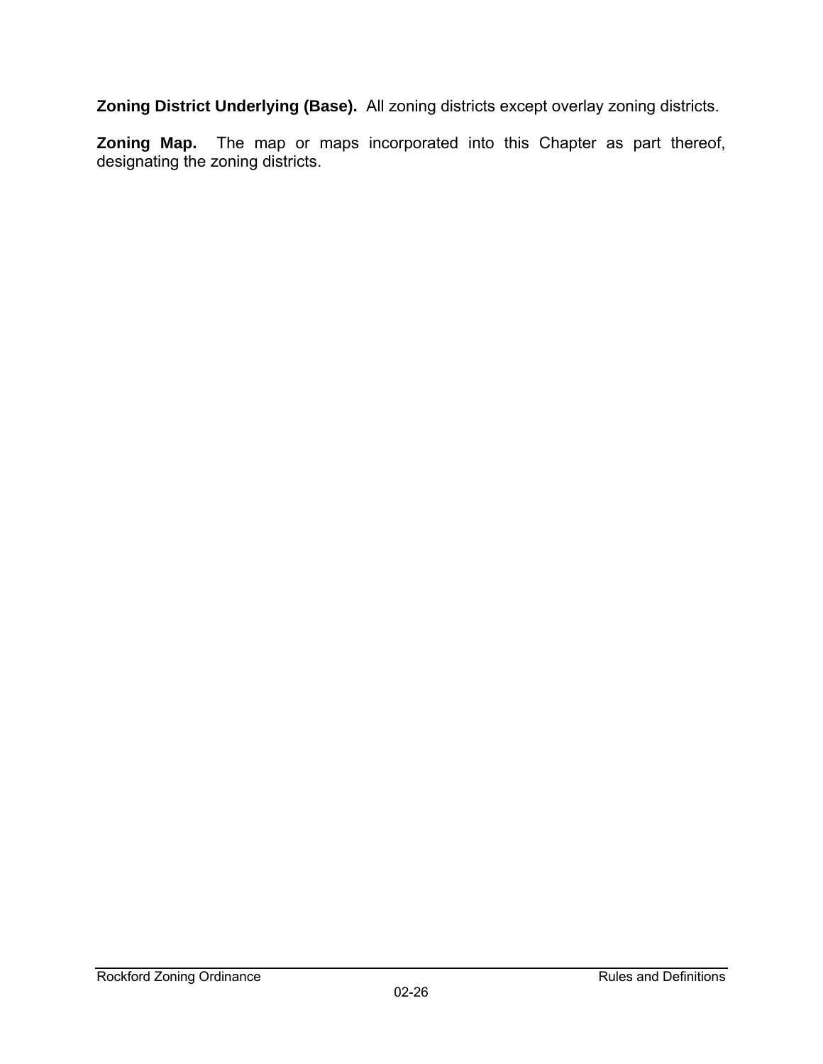**Zoning District Underlying (Base).** All zoning districts except overlay zoning districts.

**Zoning Map.** The map or maps incorporated into this Chapter as part thereof, designating the zoning districts.